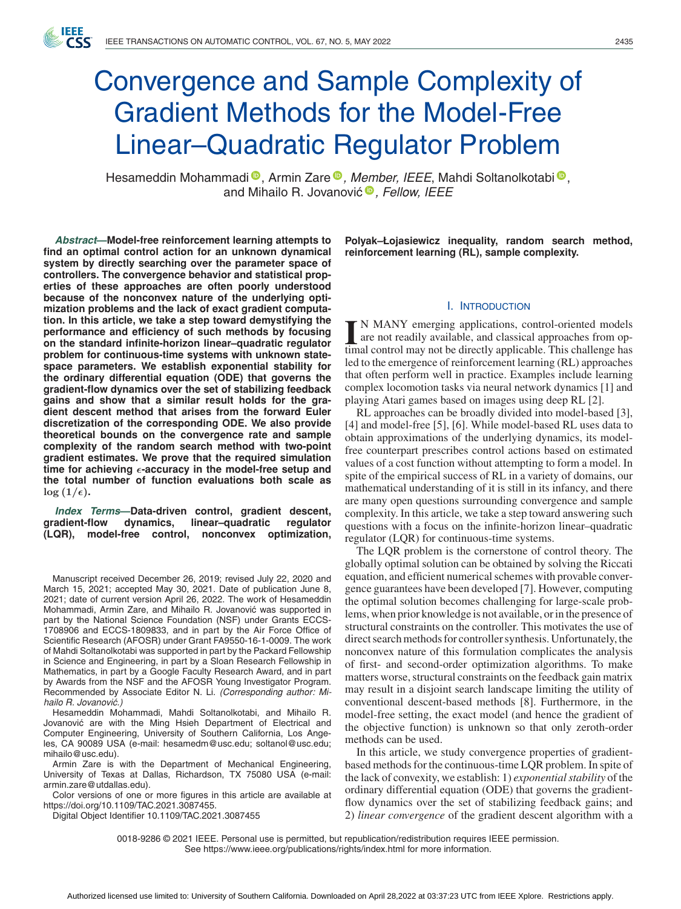# Convergence and Sample Complexity of Gradient Methods for the Model-Free Linear–Quadratic Regulator Problem

Hesameddin Mohammadi, Armin Zare, *Member, IEEE*, Mahdi Soltanolkotabi, and Mihailo R. Jovanović, *Fellow, IEEE*

***Abstract*—Model-free reinforcement learning attempts to find an optimal control action for an unknown dynamical system by directly searching over the parameter space of controllers. The convergence behavior and statistical properties of these approaches are often poorly understood because of the nonconvex nature of the underlying optimization problems and the lack of exact gradient computation. In this article, we take a step toward demystifying the performance and efficiency of such methods by focusing on the standard infinite-horizon linear–quadratic regulator problem for continuous-time systems with unknown state-space parameters. We establish exponential stability for the ordinary differential equation (ODE) that governs the gradient-flow dynamics over the set of stabilizing feedback gains and show that a similar result holds for the gradient descent method that arises from the forward Euler discretization of the corresponding ODE. We also provide theoretical bounds on the convergence rate and sample complexity of the random search method with two-point gradient estimates. We prove that the required simulation time for achieving $\epsilon$-accuracy in the model-free setup and the total number of function evaluations both scale as $\log(1/\epsilon)$.**

***Index Terms*—Data-driven control, gradient descent, gradient-flow dynamics, linear–quadratic regulator (LQR), model-free control, nonconvex optimization, Polyak–Łojasiewicz inequality, random search method, reinforcement learning (RL), sample complexity.**

Manuscript received December 26, 2019; revised July 22, 2020 and March 15, 2021; accepted May 30, 2021. Date of publication June 8, 2021; date of current version April 26, 2022. The work of Hesameddin Mohammadi, Armin Zare, and Mihailo R. Jovanović was supported in part by the National Science Foundation (NSF) under Grants ECCS-1708906 and ECCS-1809833, and in part by the Air Force Office of Scientific Research (AFOSR) under Grant FA9550-16-1-0009. The work of Mahdi Soltanolkotabi was supported in part by the Packard Fellowship in Science and Engineering, in part by a Sloan Research Fellowship in Mathematics, in part by a Google Faculty Research Award, and in part by Awards from the NSF and the AFOSR Young Investigator Program. Recommended by Associate Editor N. Li. *(Corresponding author: Mihailo R. Jovanović.)*

Hesameddin Mohammadi, Mahdi Soltanolkotabi, and Mihailo R. Jovanović are with the Ming Hsieh Department of Electrical and Computer Engineering, University of Southern California, Los Angeles, CA 90089 USA (e-mail: hesamedm@usc.edu; soltanol@usc.edu; mihailo@usc.edu).

Armin Zare is with the Department of Mechanical Engineering, University of Texas at Dallas, Richardson, TX 75080 USA (e-mail: armin.zare@utdallas.edu).

Color versions of one or more figures in this article are available at https://doi.org/10.1109/TAC.2021.3087455.

Digital Object Identifier 10.1109/TAC.2021.3087455

## I. Introduction

In many emerging applications, control-oriented models are not readily available, and classical approaches from optimal control may not be directly applicable. This challenge has led to the emergence of reinforcement learning (RL) approaches that often perform well in practice. Examples include learning complex locomotion tasks via neural network dynamics [1] and playing Atari games based on images using deep RL [2].

RL approaches can be broadly divided into model-based [3], [4] and model-free [5], [6]. While model-based RL uses data to obtain approximations of the underlying dynamics, its model-free counterpart prescribes control actions based on estimated values of a cost function without attempting to form a model. In spite of the empirical success of RL in a variety of domains, our mathematical understanding of it is still in its infancy, and there are many open questions surrounding convergence and sample complexity. In this article, we take a step toward answering such questions with a focus on the infinite-horizon linear–quadratic regulator (LQR) for continuous-time systems.

The LQR problem is the cornerstone of control theory. The globally optimal solution can be obtained by solving the Riccati equation, and efficient numerical schemes with provable convergence guarantees have been developed [7]. However, computing the optimal solution becomes challenging for large-scale problems, when prior knowledge is not available, or in the presence of structural constraints on the controller. This motivates the use of direct search methods for controller synthesis. Unfortunately, the nonconvex nature of this formulation complicates the analysis of first- and second-order optimization algorithms. To make matters worse, structural constraints on the feedback gain matrix may result in a disjoint search landscape limiting the utility of conventional descent-based methods [8]. Furthermore, in the model-free setting, the exact model (and hence the gradient of the objective function) is unknown so that only zeroth-order methods can be used.

In this article, we study convergence properties of gradient-based methods for the continuous-time LQR problem. In spite of the lack of convexity, we establish: 1) *exponential stability* of the ordinary differential equation (ODE) that governs the gradient-flow dynamics over the set of stabilizing feedback gains; and 2) *linear convergence* of the gradient descent algorithm with a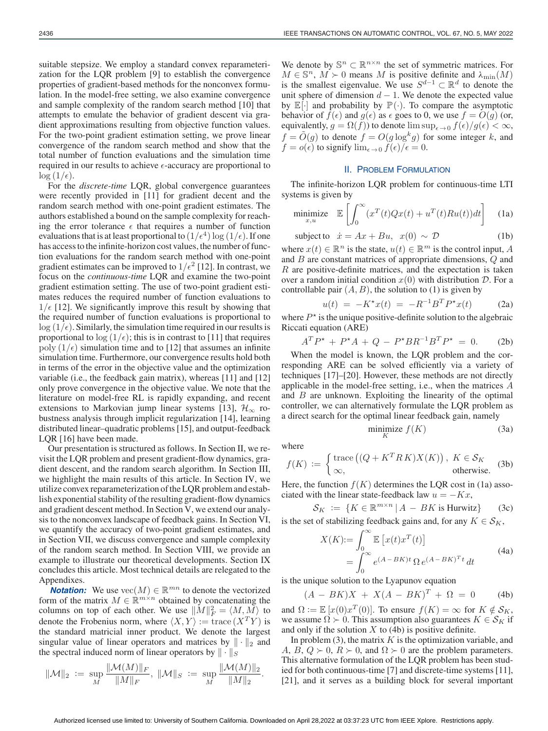suitable stepsize. We employ a standard convex reparameterization for the LQR problem [9] to establish the convergence properties of gradient-based methods for the nonconvex formulation. In the model-free setting, we also examine convergence and sample complexity of the random search method [10] that attempts to emulate the behavior of gradient descent via gradient approximations resulting from objective function values. For the two-point gradient estimation setting, we prove linear convergence of the random search method and show that the total number of function evaluations and the simulation time required in our results to achieve $\epsilon$-accuracy are proportional to $\log(1/\epsilon)$.

For the *discrete-time* LQR, global convergence guarantees were recently provided in [11] for gradient descent and the random search method with one-point gradient estimates. The authors established a bound on the sample complexity for reaching the error tolerance $\epsilon$ that requires a number of function evaluations that is at least proportional to $(1/\epsilon^4)\log(1/\epsilon)$. If one has access to the infinite-horizon cost values, the number of function evaluations for the random search method with one-point gradient estimates can be improved to $1/\epsilon^2$ [12]. In contrast, we focus on the *continuous-time* LQR and examine the two-point gradient estimation setting. The use of two-point gradient estimates reduces the required number of function evaluations to $1/\epsilon$ [12]. We significantly improve this result by showing that the required number of function evaluations is proportional to $\log(1/\epsilon)$. Similarly, the simulation time required in our results is proportional to $\log(1/\epsilon)$; this is in contrast to [11] that requires $\text{poly}(1/\epsilon)$ simulation time and to [12] that assumes an infinite simulation time. Furthermore, our convergence results hold both in terms of the error in the objective value and the optimization variable (i.e., the feedback gain matrix), whereas [11] and [12] only prove convergence in the objective value. We note that the literature on model-free RL is rapidly expanding, and recent extensions to Markovian jump linear systems [13], $\mathcal{H}_\infty$ robustness analysis through implicit regularization [14], learning distributed linear–quadratic problems [15], and output-feedback LQR [16] have been made.

Our presentation is structured as follows. In Section II, we revisit the LQR problem and present gradient-flow dynamics, gradient descent, and the random search algorithm. In Section III, we highlight the main results of this article. In Section IV, we utilize convex reparameterization of the LQR problem and establish exponential stability of the resulting gradient-flow dynamics and gradient descent method. In Section V, we extend our analysis to the nonconvex landscape of feedback gains. In Section VI, we quantify the accuracy of two-point gradient estimates, and in Section VII, we discuss convergence and sample complexity of the random search method. In Section VIII, we provide an example to illustrate our theoretical developments. Section IX concludes this article. Most technical details are relegated to the Appendixes.

***Notation:*** We use $\text{vec}(M) \in \mathbb{R}^{mn}$ to denote the vectorized form of the matrix $M \in \mathbb{R}^{m \times n}$ obtained by concatenating the columns on top of each other. We use $\|M\|_F^2 = \langle M, M\rangle$ to denote the Frobenius norm, where $\langle X, Y\rangle := \text{trace}\,(X^T Y)$ is the standard matricial inner product. We denote the largest singular value of linear operators and matrices by $\|\cdot\|_2$ and the spectral induced norm of linear operators by $\|\cdot\|_S$

$$\|\mathcal{M}\|_2 \;:=\; \sup_M \frac{\|\mathcal{M}(M)\|_F}{\|M\|_F}, \;\; \|\mathcal{M}\|_S \;:=\; \sup_M \frac{\|\mathcal{M}(M)\|_2}{\|M\|_2}.$$

We denote by $\mathbb{S}^n \subset \mathbb{R}^{n \times n}$ the set of symmetric matrices. For $M \in \mathbb{S}^n$, $M \succ 0$ means $M$ is positive definite and $\lambda_{\min}(M)$ is the smallest eigenvalue. We use $S^{d-1} \subset \mathbb{R}^d$ to denote the unit sphere of dimension $d-1$. We denote the expected value by $\mathbb{E}[\cdot]$ and probability by $\mathbb{P}(\cdot)$. To compare the asymptotic behavior of $f(\epsilon)$ and $g(\epsilon)$ as $\epsilon$ goes to 0, we use $f = O(g)$ (or, equivalently, $g = \Omega(f)$) to denote $\limsup_{\epsilon\to 0} f(\epsilon)/g(\epsilon) < \infty$, $f = \tilde{O}(g)$ to denote $f = O(g \log^k g)$ for some integer $k$, and $f = o(\epsilon)$ to signify $\lim_{\epsilon \to 0} f(\epsilon)/\epsilon = 0$.

## II. Problem Formulation

The infinite-horizon LQR problem for continuous-time LTI systems is given by

$$\underset{x,u}{\text{minimize}} \;\; \mathbb{E}\left[\int_0^\infty (x^T(t)Qx(t) + u^T(t)Ru(t))dt\right] \quad (1a)$$

$$\text{subject to} \;\; \dot{x} = Ax + Bu, \;\; x(0) \sim \mathcal{D} \quad (1b)$$

where $x(t) \in \mathbb{R}^n$ is the state, $u(t) \in \mathbb{R}^m$ is the control input, $A$ and $B$ are constant matrices of appropriate dimensions, $Q$ and $R$ are positive-definite matrices, and the expectation is taken over a random initial condition $x(0)$ with distribution $\mathcal{D}$. For a controllable pair $(A, B)$, the solution to (1) is given by

$$u(t) \;=\; -K^\star x(t) \;=\; -R^{-1}B^T P^\star x(t) \quad (2a)$$

where $P^\star$ is the unique positive-definite solution to the algebraic Riccati equation (ARE)

$$A^T P^\star \,+\, P^\star A \,+\, Q \,-\, P^\star B R^{-1} B^T P^\star \;=\; 0. \quad (2b)$$

When the model is known, the LQR problem and the corresponding ARE can be solved efficiently via a variety of techniques [17]–[20]. However, these methods are not directly applicable in the model-free setting, i.e., when the matrices $A$ and $B$ are unknown. Exploiting the linearity of the optimal controller, we can alternatively formulate the LQR problem as a direct search for the optimal linear feedback gain, namely

$$\underset{K}{\text{minimize}} \; f(K) \quad (3a)$$

where

$$f(K) \;:=\; \begin{cases} \text{trace}\left((Q + K^T R K)X(K)\right), & K \in \mathcal{S}_K \\ \infty, & \text{otherwise.} \end{cases} \quad (3b)$$

Here, the function $f(K)$ determines the LQR cost in (1a) associated with the linear state-feedback law $u = -Kx$,

$$\mathcal{S}_K \;:=\; \{K \in \mathbb{R}^{m \times n} \,|\, A \,-\, BK \text{ is Hurwitz}\} \quad (3c)$$

is the set of stabilizing feedback gains and, for any $K \in \mathcal{S}_K$,

$$\begin{aligned} X(K) &:= \int_0^\infty \mathbb{E}\left[x(t)x^T(t)\right] \\ &= \int_0^\infty e^{(A-BK)t}\,\Omega\, e^{(A-BK)^T t}\, dt \end{aligned} \quad (4a)$$

is the unique solution to the Lyapunov equation

$$(A \,-\, BK)X \,+\, X(A \,-\, BK)^T \,+\, \Omega \;=\; 0 \quad (4b)$$

and $\Omega := \mathbb{E}\left[x(0)x^T(0)\right]$. To ensure $f(K) = \infty$ for $K \notin \mathcal{S}_K$, we assume $\Omega \succ 0$. This assumption also guarantees $K \in \mathcal{S}_K$ if and only if the solution $X$ to (4b) is positive definite.

In problem (3), the matrix $K$ is the optimization variable, and $A$, $B$, $Q \succ 0$, $R \succ 0$, and $\Omega \succ 0$ are the problem parameters. This alternative formulation of the LQR problem has been studied for both continuous-time [7] and discrete-time systems [11], [21], and it serves as a building block for several important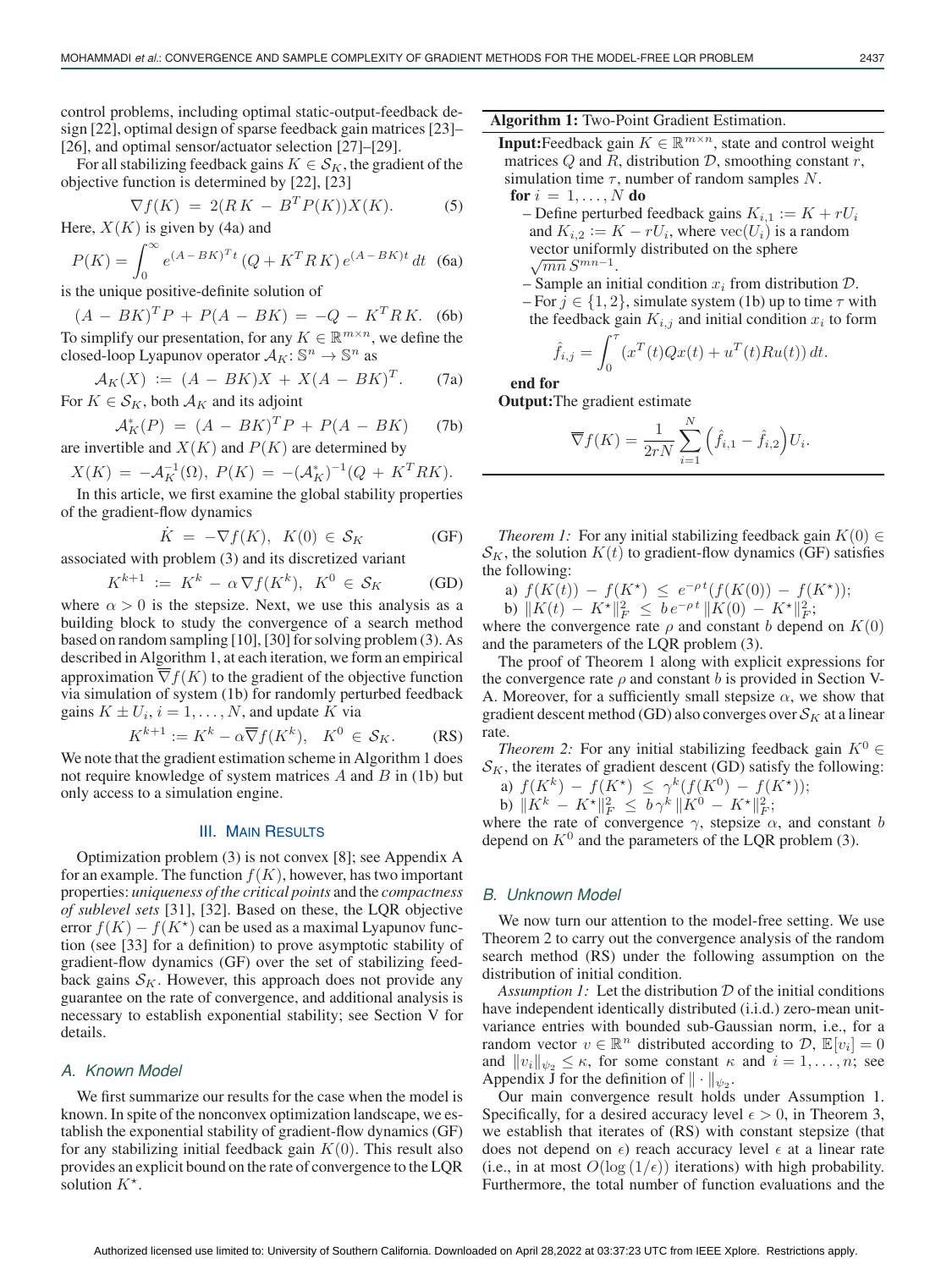control problems, including optimal static-output-feedback design [22], optimal design of sparse feedback gain matrices [23]–[26], and optimal sensor/actuator selection [27]–[29].

For all stabilizing feedback gains $K \in \mathcal{S}_K$, the gradient of the objective function is determined by [22], [23]

$$\nabla f(K) \;=\; 2(RK \,-\, B^T P(K))X(K). \tag{5}$$

Here, $X(K)$ is given by (4a) and

$$P(K) = \int_0^\infty e^{(A\,-\,BK)^T t}\,(Q + K^T R K)\, e^{(A\,-\,BK)t}\, dt \tag{6a}$$

is the unique positive-definite solution of

$$(A \,-\, BK)^T P \,+\, P(A \,-\, BK) \;=\; -Q \,-\, K^T R K. \tag{6b}$$

To simplify our presentation, for any $K \in \mathbb{R}^{m \times n}$, we define the closed-loop Lyapunov operator $\mathcal{A}_K \colon \mathbb{S}^n \to \mathbb{S}^n$ as

$$\mathcal{A}_K(X) \;:=\; (A \,-\, BK)X \,+\, X(A \,-\, BK)^T. \tag{7a}$$

For $K \in \mathcal{S}_K$, both $\mathcal{A}_K$ and its adjoint

$$\mathcal{A}_K^*(P) \;=\; (A \,-\, BK)^T P \,+\, P(A \,-\, BK) \tag{7b}$$

are invertible and $X(K)$ and $P(K)$ are determined by

$$X(K) \;=\; -\mathcal{A}_K^{-1}(\Omega),\; P(K) \;=\; -(\mathcal{A}_K^*)^{-1}(Q \,+\, K^T R K).$$

In this article, we first examine the global stability properties of the gradient-flow dynamics

$$\dot{K} \;=\; -\nabla f(K),\;\; K(0) \,\in\, \mathcal{S}_K \tag{GF}$$

associated with problem (3) and its discretized variant

$$K^{k+1} \;:=\; K^k \,-\, \alpha\, \nabla f(K^k),\;\; K^0 \,\in\, \mathcal{S}_K \tag{GD}$$

where $\alpha > 0$ is the stepsize. Next, we use this analysis as a building block to study the convergence of a search method based on random sampling [10], [30] for solving problem (3). As described in Algorithm 1, at each iteration, we form an empirical approximation $\overline{\nabla} f(K)$ to the gradient of the objective function via simulation of system (1b) for randomly perturbed feedback gains $K \pm U_i$, $i = 1, \ldots, N$, and update $K$ via

$$K^{k+1} := K^k - \alpha \overline{\nabla} f(K^k),\;\; K^0 \,\in\, \mathcal{S}_K. \tag{RS}$$

We note that the gradient estimation scheme in Algorithm 1 does not require knowledge of system matrices $A$ and $B$ in (1b) but only access to a simulation engine.

**Algorithm 1:** Two-Point Gradient Estimation.

**Input:** Feedback gain $K \in \mathbb{R}^{m \times n}$, state and control weight matrices $Q$ and $R$, distribution $\mathcal{D}$, smoothing constant $r$, simulation time $\tau$, number of random samples $N$.

**for** $i = 1, \ldots, N$ **do**

– Define perturbed feedback gains $K_{i,1} := K + rU_i$ and $K_{i,2} := K - rU_i$, where $\mathrm{vec}(U_i)$ is a random vector uniformly distributed on the sphere $\sqrt{mn}\, S^{mn-1}$.

– Sample an initial condition $x_i$ from distribution $\mathcal{D}$.

– For $j \in \{1, 2\}$, simulate system (1b) up to time $\tau$ with the feedback gain $K_{i,j}$ and initial condition $x_i$ to form

$$\hat{f}_{i,j} = \int_0^\tau \left(x^T(t) Q x(t) + u^T(t) R u(t)\right) dt.$$

**end for**

**Output:** The gradient estimate

$$\overline{\nabla} f(K) = \frac{1}{2rN} \sum_{i=1}^{N} \left(\hat{f}_{i,1} - \hat{f}_{i,2}\right) U_i.$$

## III. Main Results

Optimization problem (3) is not convex [8]; see Appendix A for an example. The function $f(K)$, however, has two important properties: *uniqueness of the critical points* and the *compactness of sublevel sets* [31], [32]. Based on these, the LQR objective error $f(K) - f(K^\star)$ can be used as a maximal Lyapunov function (see [33] for a definition) to prove asymptotic stability of gradient-flow dynamics (GF) over the set of stabilizing feedback gains $\mathcal{S}_K$. However, this approach does not provide any guarantee on the rate of convergence, and additional analysis is necessary to establish exponential stability; see Section V for details.

### A. Known Model

We first summarize our results for the case when the model is known. In spite of the nonconvex optimization landscape, we establish the exponential stability of gradient-flow dynamics (GF) for any stabilizing initial feedback gain $K(0)$. This result also provides an explicit bound on the rate of convergence to the LQR solution $K^\star$.

*Theorem 1:* For any initial stabilizing feedback gain $K(0) \in \mathcal{S}_K$, the solution $K(t)$ to gradient-flow dynamics (GF) satisfies the following:

a) $f(K(t)) \,-\, f(K^\star) \;\le\; e^{-\rho\, t}(f(K(0)) \,-\, f(K^\star))$;

b) $\|K(t) \,-\, K^\star\|_F^2 \;\le\; b\, e^{-\rho\, t}\, \|K(0) \,-\, K^\star\|_F^2$;

where the convergence rate $\rho$ and constant $b$ depend on $K(0)$ and the parameters of the LQR problem (3).

The proof of Theorem 1 along with explicit expressions for the convergence rate $\rho$ and constant $b$ is provided in Section V-A. Moreover, for a sufficiently small stepsize $\alpha$, we show that gradient descent method (GD) also converges over $\mathcal{S}_K$ at a linear rate.

*Theorem 2:* For any initial stabilizing feedback gain $K^0 \in \mathcal{S}_K$, the iterates of gradient descent (GD) satisfy the following:

a) $f(K^k) \,-\, f(K^\star) \;\le\; \gamma^k (f(K^0) \,-\, f(K^\star))$;

b) $\|K^k \,-\, K^\star\|_F^2 \;\le\; b\, \gamma^k\, \|K^0 \,-\, K^\star\|_F^2$;

where the rate of convergence $\gamma$, stepsize $\alpha$, and constant $b$ depend on $K^0$ and the parameters of the LQR problem (3).

### B. Unknown Model

We now turn our attention to the model-free setting. We use Theorem 2 to carry out the convergence analysis of the random search method (RS) under the following assumption on the distribution of initial condition.

*Assumption 1:* Let the distribution $\mathcal{D}$ of the initial conditions have independent identically distributed (i.i.d.) zero-mean unit-variance entries with bounded sub-Gaussian norm, i.e., for a random vector $v \in \mathbb{R}^n$ distributed according to $\mathcal{D}$, $\mathbb{E}[v_i] = 0$ and $\|v_i\|_{\psi_2} \le \kappa$, for some constant $\kappa$ and $i = 1, \ldots, n$; see Appendix J for the definition of $\|\cdot\|_{\psi_2}$.

Our main convergence result holds under Assumption 1. Specifically, for a desired accuracy level $\epsilon > 0$, in Theorem 3, we establish that iterates of (RS) with constant stepsize (that does not depend on $\epsilon$) reach accuracy level $\epsilon$ at a linear rate (i.e., in at most $O(\log(1/\epsilon))$ iterations) with high probability. Furthermore, the total number of function evaluations and the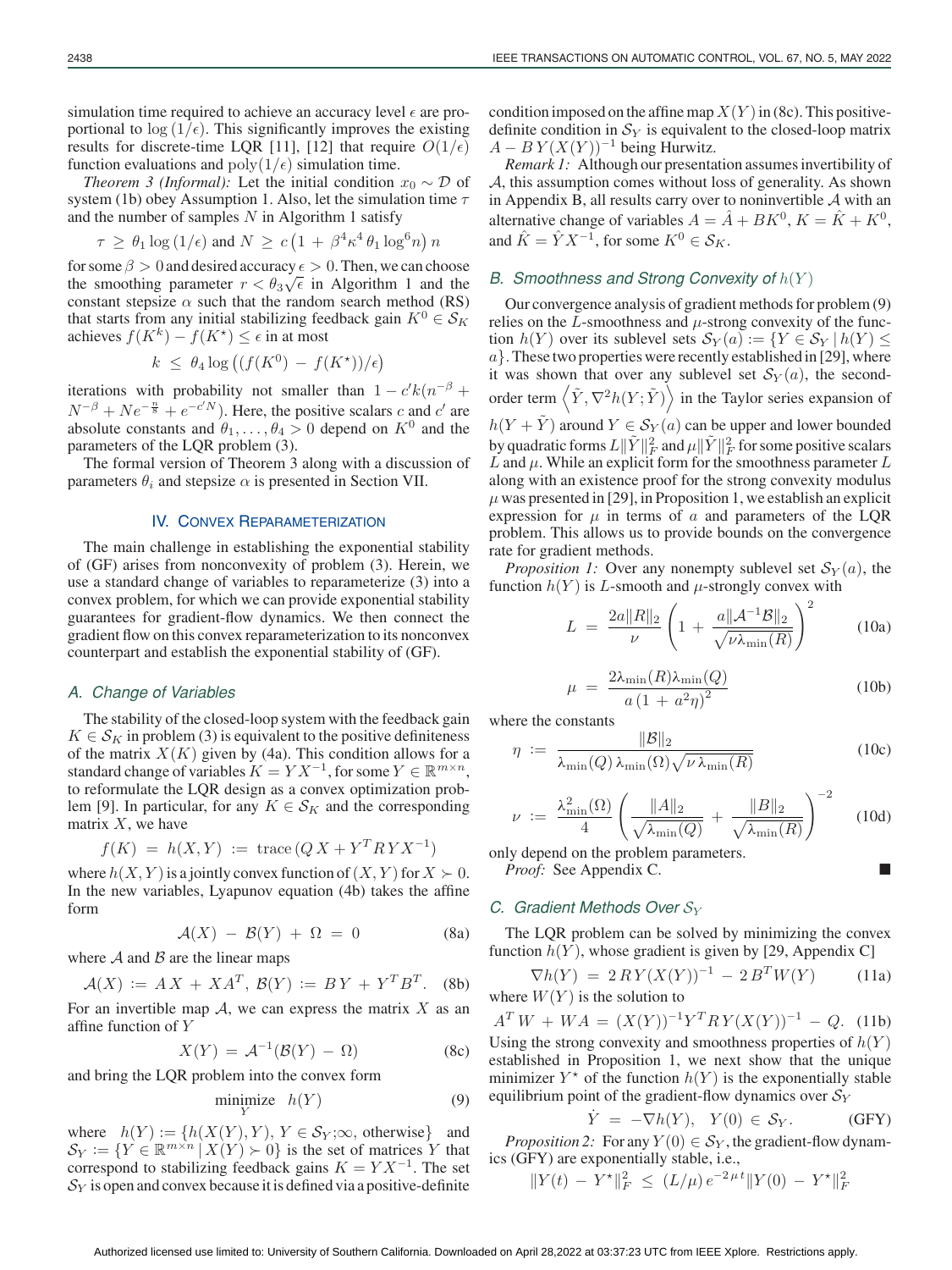simulation time required to achieve an accuracy level $\epsilon$ are proportional to $\log(1/\epsilon)$. This significantly improves the existing results for discrete-time LQR [11], [12] that require $O(1/\epsilon)$ function evaluations and $\text{poly}(1/\epsilon)$ simulation time.

*Theorem 3 (Informal):* Let the initial condition $x_0 \sim \mathcal{D}$ of system (1b) obey Assumption 1. Also, let the simulation time $\tau$ and the number of samples $N$ in Algorithm 1 satisfy

$$\tau \;\geq\; \theta_1 \log(1/\epsilon) \text{ and } N \;\geq\; c\left(1 \,+\, \beta^4\kappa^4\,\theta_1 \log^6 n\right) n$$

for some $\beta > 0$ and desired accuracy $\epsilon > 0$. Then, we can choose the smoothing parameter $r < \theta_3\sqrt{\epsilon}$ in Algorithm 1 and the constant stepsize $\alpha$ such that the random search method (RS) that starts from any initial stabilizing feedback gain $K^0 \in \mathcal{S}_K$ achieves $f(K^k) - f(K^\star) \leq \epsilon$ in at most

$$k \;\leq\; \theta_4 \log\left((f(K^0) \,-\, f(K^\star))/\epsilon\right)$$

iterations with probability not smaller than $1 - c'k(n^{-\beta} + N^{-\beta} + Ne^{-\frac{n}{8}} + e^{-c'N})$. Here, the positive scalars $c$ and $c'$ are absolute constants and $\theta_1, \ldots, \theta_4 > 0$ depend on $K^0$ and the parameters of the LQR problem (3).

The formal version of Theorem 3 along with a discussion of parameters $\theta_i$ and stepsize $\alpha$ is presented in Section VII.

## IV. Convex Reparameterization

The main challenge in establishing the exponential stability of (GF) arises from nonconvexity of problem (3). Herein, we use a standard change of variables to reparameterize (3) into a convex problem, for which we can provide exponential stability guarantees for gradient-flow dynamics. We then connect the gradient flow on this convex reparameterization to its nonconvex counterpart and establish the exponential stability of (GF).

### A. Change of Variables

The stability of the closed-loop system with the feedback gain $K \in \mathcal{S}_K$ in problem (3) is equivalent to the positive definiteness of the matrix $X(K)$ given by (4a). This condition allows for a standard change of variables $K = YX^{-1}$, for some $Y \in \mathbb{R}^{m\times n}$, to reformulate the LQR design as a convex optimization problem [9]. In particular, for any $K \in \mathcal{S}_K$ and the corresponding matrix $X$, we have

$$f(K) \;=\; h(X,Y) \;:=\; \text{trace}\left(Q\,X + Y^T R\,Y X^{-1}\right)$$

where $h(X,Y)$ is a jointly convex function of $(X,Y)$ for $X \succ 0$. In the new variables, Lyapunov equation (4b) takes the affine form

$$\mathcal{A}(X) \;-\; \mathcal{B}(Y) \;+\; \Omega \;=\; 0 \tag{8a}$$

where $\mathcal{A}$ and $\mathcal{B}$ are the linear maps

$$\mathcal{A}(X) \;:=\; A\,X \;+\; XA^T,\;\; \mathcal{B}(Y) \;:=\; BY \;+\; Y^TB^T. \tag{8b}$$

For an invertible map $\mathcal{A}$, we can express the matrix $X$ as an affine function of $Y$

$$X(Y) \;=\; \mathcal{A}^{-1}(\mathcal{B}(Y) \;-\; \Omega) \tag{8c}$$

and bring the LQR problem into the convex form

$$\underset{Y}{\text{minimize}} \quad h(Y) \tag{9}$$

where $h(Y) := \{h(X(Y),Y),\, Y \in \mathcal{S}_Y; \infty, \text{ otherwise}\}$ and $\mathcal{S}_Y := \{Y \in \mathbb{R}^{m\times n} \,|\, X(Y) \succ 0\}$ is the set of matrices $Y$ that correspond to stabilizing feedback gains $K = YX^{-1}$. The set $\mathcal{S}_Y$ is open and convex because it is defined via a positive-definite condition imposed on the affine map $X(Y)$ in (8c). This positive-definite condition in $\mathcal{S}_Y$ is equivalent to the closed-loop matrix $A - B\,Y(X(Y))^{-1}$ being Hurwitz.

*Remark 1:* Although our presentation assumes invertibility of $\mathcal{A}$, this assumption comes without loss of generality. As shown in Appendix B, all results carry over to noninvertible $\mathcal{A}$ with an alternative change of variables $A = \hat{A} + BK^0$, $K = \hat{K} + K^0$, and $\hat{K} = \hat{Y}X^{-1}$, for some $K^0 \in \mathcal{S}_K$.

### B. Smoothness and Strong Convexity of $h(Y)$

Our convergence analysis of gradient methods for problem (9) relies on the $L$-smoothness and $\mu$-strong convexity of the function $h(Y)$ over its sublevel sets $\mathcal{S}_Y(a) := \{Y \in \mathcal{S}_Y \,|\, h(Y) \leq a\}$. These two properties were recently established in [29], where it was shown that over any sublevel set $\mathcal{S}_Y(a)$, the second-order term $\left\langle \tilde{Y}, \nabla^2 h(Y;\tilde{Y})\right\rangle$ in the Taylor series expansion of $h(Y + \tilde{Y})$ around $Y \in \mathcal{S}_Y(a)$ can be upper and lower bounded by quadratic forms $L\|\tilde{Y}\|_F^2$ and $\mu\|\tilde{Y}\|_F^2$ for some positive scalars $L$ and $\mu$. While an explicit form for the smoothness parameter $L$ along with an existence proof for the strong convexity modulus $\mu$ was presented in [29], in Proposition 1, we establish an explicit expression for $\mu$ in terms of $a$ and parameters of the LQR problem. This allows us to provide bounds on the convergence rate for gradient methods.

*Proposition 1:* Over any nonempty sublevel set $\mathcal{S}_Y(a)$, the function $h(Y)$ is $L$-smooth and $\mu$-strongly convex with

$$L \;=\; \frac{2a\|R\|_2}{\nu}\left(1 \,+\, \frac{a\|\mathcal{A}^{-1}\mathcal{B}\|_2}{\sqrt{\nu\lambda_{\min}(R)}}\right)^2 \tag{10a}$$

$$\mu \;=\; \frac{2\lambda_{\min}(R)\lambda_{\min}(Q)}{a\left(1 \,+\, a^2\eta\right)^2} \tag{10b}$$

where the constants

$$\eta \;:=\; \frac{\|\mathcal{B}\|_2}{\lambda_{\min}(Q)\,\lambda_{\min}(\Omega)\sqrt{\nu\,\lambda_{\min}(R)}} \tag{10c}$$

$$\nu \;:=\; \frac{\lambda_{\min}^2(\Omega)}{4}\left(\frac{\|A\|_2}{\sqrt{\lambda_{\min}(Q)}} \;+\; \frac{\|B\|_2}{\sqrt{\lambda_{\min}(R)}}\right)^{-2} \tag{10d}$$

only depend on the problem parameters.

*Proof:* See Appendix C. ■

### C. Gradient Methods Over $\mathcal{S}_Y$

The LQR problem can be solved by minimizing the convex function $h(Y)$, whose gradient is given by [29, Appendix C]

$$\nabla h(Y) \;=\; 2\,RY(X(Y))^{-1} \;-\; 2\,B^TW(Y) \tag{11a}$$

where $W(Y)$ is the solution to

$$A^T\,W \;+\; WA \;=\; (X(Y))^{-1}Y^TRY(X(Y))^{-1} \;-\; Q. \tag{11b}$$

Using the strong convexity and smoothness properties of $h(Y)$ established in Proposition 1, we next show that the unique minimizer $Y^\star$ of the function $h(Y)$ is the exponentially stable equilibrium point of the gradient-flow dynamics over $\mathcal{S}_Y$

$$\dot{Y} \;=\; -\nabla h(Y),\quad Y(0) \in \mathcal{S}_Y. \tag{GFY}$$

*Proposition 2:* For any $Y(0) \in \mathcal{S}_Y$, the gradient-flow dynamics (GFY) are exponentially stable, i.e.,

$$\|Y(t) \,-\, Y^\star\|_F^2 \;\leq\; (L/\mu)\,e^{-2\mu t}\|Y(0) \,-\, Y^\star\|_F^2$$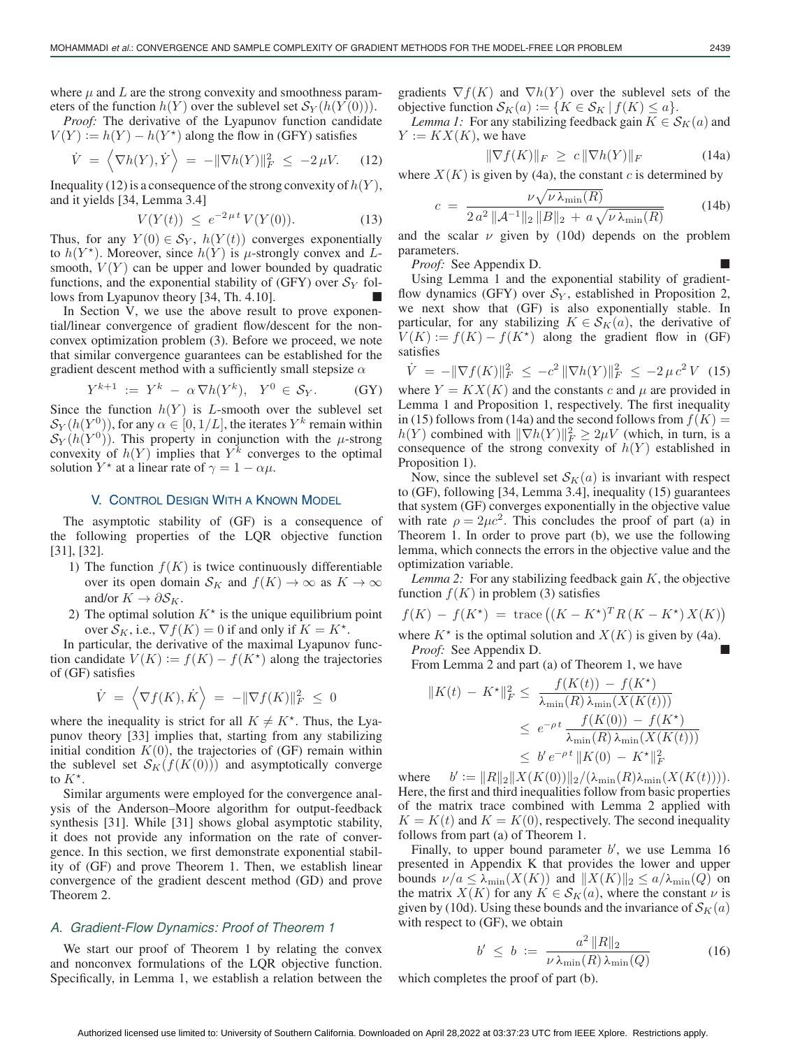where $\mu$ and $L$ are the strong convexity and smoothness parameters of the function $h(Y)$ over the sublevel set $\mathcal{S}_Y(h(Y(0)))$.

*Proof:* The derivative of the Lyapunov function candidate $V(Y) := h(Y) - h(Y^\star)$ along the flow in (GFY) satisfies

$$\dot{V} \;=\; \left\langle \nabla h(Y), \dot{Y} \right\rangle \;=\; -\|\nabla h(Y)\|_F^2 \;\leq\; -2\,\mu V. \tag{12}$$

Inequality (12) is a consequence of the strong convexity of $h(Y)$, and it yields [34, Lemma 3.4]

$$V(Y(t)) \;\leq\; e^{-2\,\mu\, t}\, V(Y(0)). \tag{13}$$

Thus, for any $Y(0) \in \mathcal{S}_Y$, $h(Y(t))$ converges exponentially to $h(Y^\star)$. Moreover, since $h(Y)$ is $\mu$-strongly convex and $L$-smooth, $V(Y)$ can be upper and lower bounded by quadratic functions, and the exponential stability of (GFY) over $\mathcal{S}_Y$ follows from Lyapunov theory [34, Th. 4.10]. ■

In Section V, we use the above result to prove exponential/linear convergence of gradient flow/descent for the nonconvex optimization problem (3). Before we proceed, we note that similar convergence guarantees can be established for the gradient descent method with a sufficiently small stepsize $\alpha$

$$Y^{k+1} \;:=\; Y^k \;-\; \alpha\, \nabla h(Y^k), \quad Y^0 \,\in\, \mathcal{S}_Y. \tag{GY}$$

Since the function $h(Y)$ is $L$-smooth over the sublevel set $\mathcal{S}_Y(h(Y^0))$, for any $\alpha \in [0, 1/L]$, the iterates $Y^k$ remain within $\mathcal{S}_Y(h(Y^0))$. This property in conjunction with the $\mu$-strong convexity of $h(Y)$ implies that $Y^k$ converges to the optimal solution $Y^\star$ at a linear rate of $\gamma = 1 - \alpha\mu$.

## V. Control Design With a Known Model

The asymptotic stability of (GF) is a consequence of the following properties of the LQR objective function [31], [32].

1) The function $f(K)$ is twice continuously differentiable over its open domain $\mathcal{S}_K$ and $f(K) \to \infty$ as $K \to \infty$ and/or $K \to \partial\mathcal{S}_K$.
2) The optimal solution $K^\star$ is the unique equilibrium point over $\mathcal{S}_K$, i.e., $\nabla f(K) = 0$ if and only if $K = K^\star$.

In particular, the derivative of the maximal Lyapunov function candidate $V(K) := f(K) - f(K^\star)$ along the trajectories of (GF) satisfies

$$\dot{V} \;=\; \left\langle \nabla f(K), \dot{K} \right\rangle \;=\; -\|\nabla f(K)\|_F^2 \;\leq\; 0$$

where the inequality is strict for all $K \neq K^\star$. Thus, the Lyapunov theory [33] implies that, starting from any stabilizing initial condition $K(0)$, the trajectories of (GF) remain within the sublevel set $\mathcal{S}_K(f(K(0)))$ and asymptotically converge to $K^\star$.

Similar arguments were employed for the convergence analysis of the Anderson–Moore algorithm for output-feedback synthesis [31]. While [31] shows global asymptotic stability, it does not provide any information on the rate of convergence. In this section, we first demonstrate exponential stability of (GF) and prove Theorem 1. Then, we establish linear convergence of the gradient descent method (GD) and prove Theorem 2.

### *A. Gradient-Flow Dynamics: Proof of Theorem 1*

We start our proof of Theorem 1 by relating the convex and nonconvex formulations of the LQR objective function. Specifically, in Lemma 1, we establish a relation between the gradients $\nabla f(K)$ and $\nabla h(Y)$ over the sublevel sets of the objective function $\mathcal{S}_K(a) := \{K \in \mathcal{S}_K \mid f(K) \leq a\}$.

*Lemma 1:* For any stabilizing feedback gain $K \in \mathcal{S}_K(a)$ and $Y := KX(K)$, we have

$$\|\nabla f(K)\|_F \;\geq\; c\, \|\nabla h(Y)\|_F \tag{14a}$$

where $X(K)$ is given by (4a), the constant $c$ is determined by

$$c \;=\; \frac{\nu\sqrt{\nu\,\lambda_{\min}(R)}}{2\,a^2\,\|\mathcal{A}^{-1}\|_2\,\|B\|_2 \;+\; a\,\sqrt{\nu\,\lambda_{\min}(R)}} \tag{14b}$$

and the scalar $\nu$ given by (10d) depends on the problem parameters.

*Proof:* See Appendix D. ■

Using Lemma 1 and the exponential stability of gradient-flow dynamics (GFY) over $\mathcal{S}_Y$, established in Proposition 2, we next show that (GF) is also exponentially stable. In particular, for any stabilizing $K \in \mathcal{S}_K(a)$, the derivative of $V(K) := f(K) - f(K^\star)$ along the gradient flow in (GF) satisfies

$$\dot{V} \;=\; -\|\nabla f(K)\|_F^2 \;\leq\; -c^2\,\|\nabla h(Y)\|_F^2 \;\leq\; -2\,\mu\, c^2\, V \tag{15}$$

where $Y = KX(K)$ and the constants $c$ and $\mu$ are provided in Lemma 1 and Proposition 1, respectively. The first inequality in (15) follows from (14a) and the second follows from $f(K) = h(Y)$ combined with $\|\nabla h(Y)\|_F^2 \geq 2\mu V$ (which, in turn, is a consequence of the strong convexity of $h(Y)$ established in Proposition 1).

Now, since the sublevel set $\mathcal{S}_K(a)$ is invariant with respect to (GF), following [34, Lemma 3.4], inequality (15) guarantees that system (GF) converges exponentially in the objective value with rate $\rho = 2\mu c^2$. This concludes the proof of part (a) in Theorem 1. In order to prove part (b), we use the following lemma, which connects the errors in the objective value and the optimization variable.

*Lemma 2:* For any stabilizing feedback gain $K$, the objective function $f(K)$ in problem (3) satisfies

$$f(K) \;-\; f(K^\star) \;=\; \text{trace}\left((K - K^\star)^T R\,(K - K^\star)\,X(K)\right)$$

where $K^\star$ is the optimal solution and $X(K)$ is given by (4a).

*Proof:* See Appendix D. ■

From Lemma 2 and part (a) of Theorem 1, we have

$$\begin{aligned}
\|K(t) \;-\; K^\star\|_F^2 \leq\; & \frac{f(K(t)) \;-\; f(K^\star)}{\lambda_{\min}(R)\,\lambda_{\min}(X(K(t)))} \\
\leq\; & e^{-\rho\, t}\,\frac{f(K(0)) \;-\; f(K^\star)}{\lambda_{\min}(R)\,\lambda_{\min}(X(K(t)))} \\
\leq\; & b'\, e^{-\rho\, t}\,\|K(0) \;-\; K^\star\|_F^2
\end{aligned}$$

where $b' := \|R\|_2\|X(K(0))\|_2/(\lambda_{\min}(R)\lambda_{\min}(X(K(t))))$. Here, the first and third inequalities follow from basic properties of the matrix trace combined with Lemma 2 applied with $K = K(t)$ and $K = K(0)$, respectively. The second inequality follows from part (a) of Theorem 1.

Finally, to upper bound parameter $b'$, we use Lemma 16 presented in Appendix K that provides the lower and upper bounds $\nu/a \leq \lambda_{\min}(X(K))$ and $\|X(K)\|_2 \leq a/\lambda_{\min}(Q)$ on the matrix $X(K)$ for any $K \in \mathcal{S}_K(a)$, where the constant $\nu$ is given by (10d). Using these bounds and the invariance of $\mathcal{S}_K(a)$ with respect to (GF), we obtain

$$b' \;\leq\; b \;:=\; \frac{a^2\,\|R\|_2}{\nu\,\lambda_{\min}(R)\,\lambda_{\min}(Q)} \tag{16}$$

which completes the proof of part (b).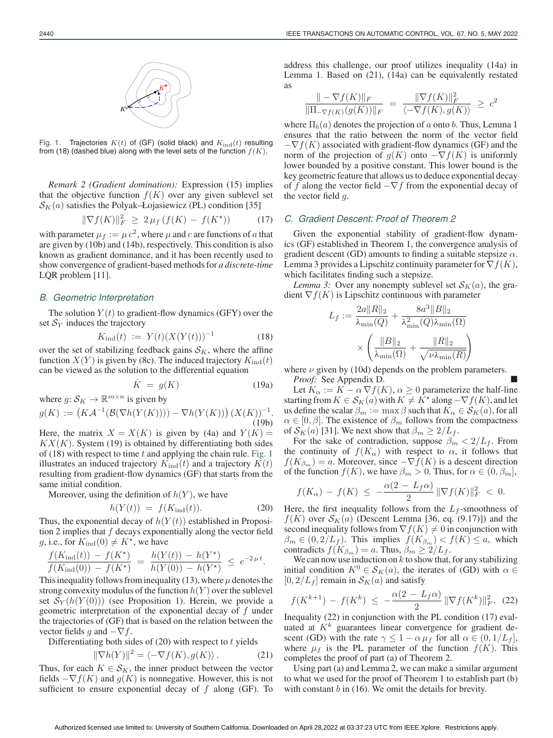Fig. 1. Trajectories $K(t)$ of (GF) (solid black) and $K_{\rm ind}(t)$ resulting from (18) (dashed blue) along with the level sets of the function $f(K)$.

*Remark 2 (Gradient domination):* Expression (15) implies that the objective function $f(K)$ over any given sublevel set $\mathcal{S}_K(a)$ satisfies the Polyak–Łojasiewicz (PL) condition [35]

$$\|\nabla f(K)\|_F^2 \;\geq\; 2\,\mu_f\,(f(K) \,-\, f(K^\star)) \tag{17}$$

with parameter $\mu_f := \mu\, c^2$, where $\mu$ and $c$ are functions of $a$ that are given by (10b) and (14b), respectively. This condition is also known as gradient dominance, and it has been recently used to show convergence of gradient-based methods for *a discrete-time* LQR problem [11].

### B. Geometric Interpretation

The solution $Y(t)$ to gradient-flow dynamics (GFY) over the set $\mathcal{S}_Y$ induces the trajectory

$$K_{\rm ind}(t) \;:=\; Y(t)(X(Y(t)))^{-1} \tag{18}$$

over the set of stabilizing feedback gains $\mathcal{S}_K$, where the affine function $X(Y)$ is given by (8c). The induced trajectory $K_{\rm ind}(t)$ can be viewed as the solution to the differential equation

$$\dot{K} \;=\; g(K) \tag{19a}$$

where $g\colon \mathcal{S}_K \to \mathbb{R}^{m\times n}$ is given by

$$g(K) \;:=\; \left(K\mathcal{A}^{-1}(\mathcal{B}(\nabla h(Y(K)))) - \nabla h(Y(K))\right)(X(K))^{-1}. \tag{19b}$$

Here, the matrix $X = X(K)$ is given by (4a) and $Y(K) = KX(K)$. System (19) is obtained by differentiating both sides of (18) with respect to time $t$ and applying the chain rule. Fig. 1 illustrates an induced trajectory $K_{\rm ind}(t)$ and a trajectory $K(t)$ resulting from gradient-flow dynamics (GF) that starts from the same initial condition.

Moreover, using the definition of $h(Y)$, we have

$$h(Y(t)) \;=\; f(K_{\rm ind}(t)). \tag{20}$$

Thus, the exponential decay of $h(Y(t))$ established in Proposition 2 implies that $f$ decays exponentially along the vector field $g$, i.e., for $K_{\rm ind}(0) \neq K^\star$, we have

$$\frac{f(K_{\rm ind}(t)) \,-\, f(K^\star)}{f(K_{\rm ind}(0)) \,-\, f(K^\star)} \;=\; \frac{h(Y(t)) \,-\, h(Y^\star)}{h(Y(0)) \,-\, h(Y^\star)} \;\leq\; e^{-2\,\mu\, t}.$$

This inequality follows from inequality (13), where $\mu$ denotes the strong convexity modulus of the function $h(Y)$ over the sublevel set $\mathcal{S}_Y(h(Y(0)))$ (see Proposition 1). Herein, we provide a geometric interpretation of the exponential decay of $f$ under the trajectories of (GF) that is based on the relation between the vector fields $g$ and $-\nabla f$.

Differentiating both sides of (20) with respect to $t$ yields

$$\|\nabla h(Y)\|^2 = \langle -\nabla f(K), g(K)\rangle\,. \tag{21}$$

Thus, for each $K \in \mathcal{S}_K$, the inner product between the vector fields $-\nabla f(K)$ and $g(K)$ is nonnegative. However, this is not sufficient to ensure exponential decay of $f$ along (GF). To address this challenge, our proof utilizes inequality (14a) in Lemma 1. Based on (21), (14a) can be equivalently restated as

$$\frac{\|-\nabla f(K)\|_F}{\|\Pi_{-\nabla f(K)}(g(K))\|_F} \;=\; \frac{\|\nabla f(K)\|_F^2}{\langle -\nabla f(K), g(K)\rangle} \;\geq\; c^2$$

where $\Pi_b(a)$ denotes the projection of $a$ onto $b$. Thus, Lemma 1 ensures that the ratio between the norm of the vector field $-\nabla f(K)$ associated with gradient-flow dynamics (GF) and the norm of the projection of $g(K)$ onto $-\nabla f(K)$ is uniformly lower bounded by a positive constant. This lower bound is the key geometric feature that allows us to deduce exponential decay of $f$ along the vector field $-\nabla f$ from the exponential decay of the vector field $g$.

### C. Gradient Descent: Proof of Theorem 2

Given the exponential stability of gradient-flow dynamics (GF) established in Theorem 1, the convergence analysis of gradient descent (GD) amounts to finding a suitable stepsize $\alpha$. Lemma 3 provides a Lipschitz continuity parameter for $\nabla f(K)$, which facilitates finding such a stepsize.

*Lemma 3:* Over any nonempty sublevel set $\mathcal{S}_K(a)$, the gradient $\nabla f(K)$ is Lipschitz continuous with parameter

$$L_f := \frac{2a\|R\|_2}{\lambda_{\min}(Q)} + \frac{8a^3\|B\|_2}{\lambda_{\min}^2(Q)\lambda_{\min}(\Omega)} \times \left(\frac{\|B\|_2}{\lambda_{\min}(\Omega)} + \frac{\|R\|_2}{\sqrt{\nu\lambda_{\min}(R)}}\right)$$

where $\nu$ given by (10d) depends on the problem parameters. ■

*Proof:* See Appendix D.

Let $K_\alpha := K - \alpha\,\nabla f(K)$, $\alpha \geq 0$ parameterize the half-line starting from $K \in \mathcal{S}_K(a)$ with $K \neq K^\star$ along $-\nabla f(K)$, and let us define the scalar $\beta_m := \max \beta$ such that $K_\alpha \in \mathcal{S}_K(a)$, for all $\alpha \in [0, \beta]$. The existence of $\beta_m$ follows from the compactness of $\mathcal{S}_K(a)$ [31]. We next show that $\beta_m \geq 2/L_f$.

For the sake of contradiction, suppose $\beta_m < 2/L_f$. From the continuity of $f(K_\alpha)$ with respect to $\alpha$, it follows that $f(K_{\beta_m}) = a$. Moreover, since $-\nabla f(K)$ is a descent direction of the function $f(K)$, we have $\beta_m > 0$. Thus, for $\alpha \in (0, \beta_m]$,

$$f(K_\alpha) \,-\, f(K) \;\leq\; -\frac{\alpha(2 \,-\, L_f\alpha)}{2}\,\|\nabla f(K)\|_F^2 \;<\; 0.$$

Here, the first inequality follows from the $L_f$-smoothness of $f(K)$ over $\mathcal{S}_K(a)$ (Descent Lemma [36, eq. (9.17)]) and the second inequality follows from $\nabla f(K) \neq 0$ in conjunction with $\beta_m \in (0, 2/L_f)$. This implies $f(K_{\beta_m}) < f(K) \leq a$, which contradicts $f(K_{\beta_m}) = a$. Thus, $\beta_m \geq 2/L_f$.

We can now use induction on $k$ to show that, for any stabilizing initial condition $K^0 \in \mathcal{S}_K(a)$, the iterates of (GD) with $\alpha \in [0, 2/L_f]$ remain in $\mathcal{S}_K(a)$ and satisfy

$$f(K^{k+1}) \,-\, f(K^k) \;\leq\; -\frac{\alpha(2 \,-\, L_f\alpha)}{2}\,\|\nabla f(K^k)\|_F^2. \tag{22}$$

Inequality (22) in conjunction with the PL condition (17) evaluated at $K^k$ guarantees linear convergence for gradient descent (GD) with the rate $\gamma \leq 1 - \alpha\,\mu_f$ for all $\alpha \in (0, 1/L_f]$, where $\mu_f$ is the PL parameter of the function $f(K)$. This completes the proof of part (a) of Theorem 2.

Using part (a) and Lemma 2, we can make a similar argument to what we used for the proof of Theorem 1 to establish part (b) with constant $b$ in (16). We omit the details for brevity.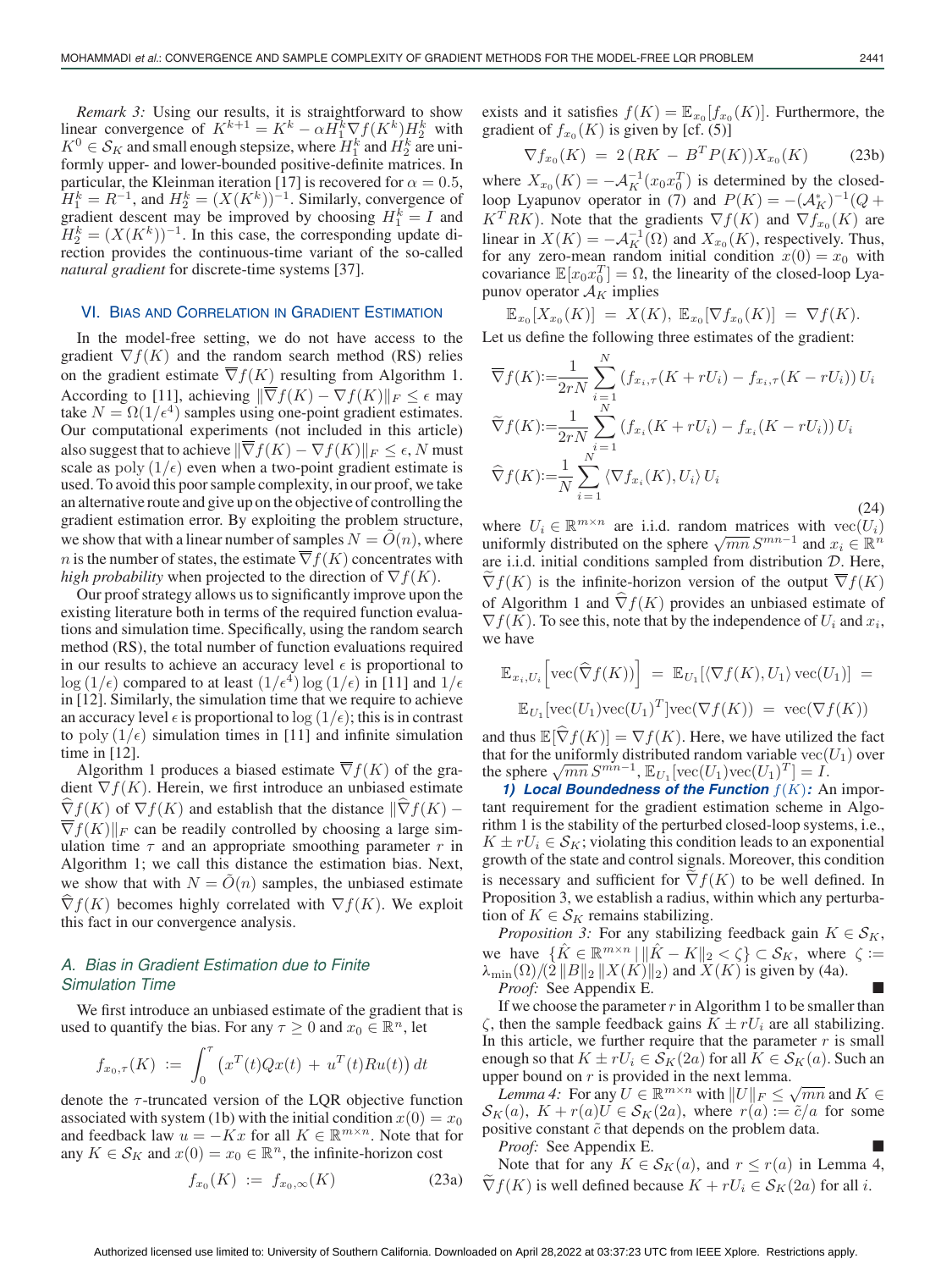*Remark 3:* Using our results, it is straightforward to show linear convergence of $K^{k+1} = K^k - \alpha H_1^k \nabla f(K^k) H_2^k$ with $K^0 \in \mathcal{S}_K$ and small enough stepsize, where $H_1^k$ and $H_2^k$ are uniformly upper- and lower-bounded positive-definite matrices. In particular, the Kleinman iteration [17] is recovered for $\alpha = 0.5$, $H_1^k = R^{-1}$, and $H_2^k = (X(K^k))^{-1}$. Similarly, convergence of gradient descent may be improved by choosing $H_1^k = I$ and $H_2^k = (X(K^k))^{-1}$. In this case, the corresponding update direction provides the continuous-time variant of the so-called *natural gradient* for discrete-time systems [37].

## VI. Bias and Correlation in Gradient Estimation

In the model-free setting, we do not have access to the gradient $\nabla f(K)$ and the random search method (RS) relies on the gradient estimate $\overline{\nabla} f(K)$ resulting from Algorithm 1. According to [11], achieving $\|\overline{\nabla} f(K) - \nabla f(K)\|_F \leq \epsilon$ may take $N = \Omega(1/\epsilon^4)$ samples using one-point gradient estimates. Our computational experiments (not included in this article) also suggest that to achieve $\|\overline{\nabla} f(K) - \nabla f(K)\|_F \leq \epsilon$, $N$ must scale as poly $(1/\epsilon)$ even when a two-point gradient estimate is used. To avoid this poor sample complexity, in our proof, we take an alternative route and give up on the objective of controlling the gradient estimation error. By exploiting the problem structure, we show that with a linear number of samples $N = \tilde{O}(n)$, where $n$ is the number of states, the estimate $\overline{\nabla} f(K)$ concentrates with *high probability* when projected to the direction of $\nabla f(K)$.

Our proof strategy allows us to significantly improve upon the existing literature both in terms of the required function evaluations and simulation time. Specifically, using the random search method (RS), the total number of function evaluations required in our results to achieve an accuracy level $\epsilon$ is proportional to $\log(1/\epsilon)$ compared to at least $(1/\epsilon^4)\log(1/\epsilon)$ in [11] and $1/\epsilon$ in [12]. Similarly, the simulation time that we require to achieve an accuracy level $\epsilon$ is proportional to $\log(1/\epsilon)$; this is in contrast to poly $(1/\epsilon)$ simulation times in [11] and infinite simulation time in [12].

Algorithm 1 produces a biased estimate $\overline{\nabla} f(K)$ of the gradient $\nabla f(K)$. Herein, we first introduce an unbiased estimate $\widehat{\nabla} f(K)$ of $\nabla f(K)$ and establish that the distance $\|\widehat{\nabla} f(K) - \overline{\nabla} f(K)\|_F$ can be readily controlled by choosing a large simulation time $\tau$ and an appropriate smoothing parameter $r$ in Algorithm 1; we call this distance the estimation bias. Next, we show that with $N = \tilde{O}(n)$ samples, the unbiased estimate $\widehat{\nabla} f(K)$ becomes highly correlated with $\nabla f(K)$. We exploit this fact in our convergence analysis.

### A. Bias in Gradient Estimation due to Finite Simulation Time

We first introduce an unbiased estimate of the gradient that is used to quantify the bias. For any $\tau \geq 0$ and $x_0 \in \mathbb{R}^n$, let

$$f_{x_0,\tau}(K) \;:=\; \int_0^\tau \left(x^T(t) Q x(t) \;+\; u^T(t) R u(t)\right) dt$$

denote the $\tau$-truncated version of the LQR objective function associated with system (1b) with the initial condition $x(0) = x_0$ and feedback law $u = -Kx$ for all $K \in \mathbb{R}^{m\times n}$. Note that for any $K \in \mathcal{S}_K$ and $x(0) = x_0 \in \mathbb{R}^n$, the infinite-horizon cost

$$f_{x_0}(K) \;:=\; f_{x_0,\infty}(K) \tag{23a}$$

exists and it satisfies $f(K) = \mathbb{E}_{x_0}[f_{x_0}(K)]$. Furthermore, the gradient of $f_{x_0}(K)$ is given by [cf. (5)]

$$\nabla f_{x_0}(K) \;=\; 2\left(RK \;-\; B^T P(K)\right) X_{x_0}(K) \tag{23b}$$

where $X_{x_0}(K) = -\mathcal{A}_K^{-1}(x_0 x_0^T)$ is determined by the closed-loop Lyapunov operator in (7) and $P(K) = -(\mathcal{A}_K^*)^{-1}(Q + K^T RK)$. Note that the gradients $\nabla f(K)$ and $\nabla f_{x_0}(K)$ are linear in $X(K) = -\mathcal{A}_K^{-1}(\Omega)$ and $X_{x_0}(K)$, respectively. Thus, for any zero-mean random initial condition $x(0) = x_0$ with covariance $\mathbb{E}[x_0 x_0^T] = \Omega$, the linearity of the closed-loop Lyapunov operator $\mathcal{A}_K$ implies

$$\mathbb{E}_{x_0}[X_{x_0}(K)] \;=\; X(K),\;\; \mathbb{E}_{x_0}[\nabla f_{x_0}(K)] \;=\; \nabla f(K).$$

Let us define the following three estimates of the gradient:

$$\begin{aligned}
\overline{\nabla} f(K) &:= \frac{1}{2rN}\sum_{i=1}^{N}\left(f_{x_i,\tau}(K + rU_i) - f_{x_i,\tau}(K - rU_i)\right) U_i\\
\widetilde{\nabla} f(K) &:= \frac{1}{2rN}\sum_{i=1}^{N}\left(f_{x_i}(K + rU_i) - f_{x_i}(K - rU_i)\right) U_i\\
\widehat{\nabla} f(K) &:= \frac{1}{N}\sum_{i=1}^{N}\langle \nabla f_{x_i}(K), U_i\rangle\, U_i
\end{aligned} \tag{24}$$

where $U_i \in \mathbb{R}^{m\times n}$ are i.i.d. random matrices with $\mathrm{vec}(U_i)$ uniformly distributed on the sphere $\sqrt{mn}\, S^{mn-1}$ and $x_i \in \mathbb{R}^n$ are i.i.d. initial conditions sampled from distribution $\mathcal{D}$. Here, $\widetilde{\nabla} f(K)$ is the infinite-horizon version of the output $\overline{\nabla} f(K)$ of Algorithm 1 and $\widehat{\nabla} f(K)$ provides an unbiased estimate of $\nabla f(K)$. To see this, note that by the independence of $U_i$ and $x_i$, we have

$$\mathbb{E}_{x_i,U_i}\!\left[\mathrm{vec}(\widehat{\nabla} f(K))\right] \;=\; \mathbb{E}_{U_1}[\langle \nabla f(K), U_1\rangle\, \mathrm{vec}(U_1)] \;=$$
$$\mathbb{E}_{U_1}[\mathrm{vec}(U_1)\mathrm{vec}(U_1)^T]\mathrm{vec}(\nabla f(K)) \;=\; \mathrm{vec}(\nabla f(K))$$

and thus $\mathbb{E}[\widehat{\nabla} f(K)] = \nabla f(K)$. Here, we have utilized the fact that for the uniformly distributed random variable $\mathrm{vec}(U_1)$ over the sphere $\sqrt{mn}\, S^{mn-1}$, $\mathbb{E}_{U_1}[\mathrm{vec}(U_1)\mathrm{vec}(U_1)^T] = I$.

***1) Local Boundedness of the Function $f(K)$:*** An important requirement for the gradient estimation scheme in Algorithm 1 is the stability of the perturbed closed-loop systems, i.e., $K \pm rU_i \in \mathcal{S}_K$; violating this condition leads to an exponential growth of the state and control signals. Moreover, this condition is necessary and sufficient for $\widetilde{\nabla} f(K)$ to be well defined. In Proposition 3, we establish a radius, within which any perturbation of $K \in \mathcal{S}_K$ remains stabilizing.

*Proposition 3:* For any stabilizing feedback gain $K \in \mathcal{S}_K$, we have $\{\hat{K} \in \mathbb{R}^{m\times n} \,|\, \|\hat{K} - K\|_2 < \zeta\} \subset \mathcal{S}_K$, where $\zeta := \lambda_{\min}(\Omega)/(2\,\|B\|_2\,\|X(K)\|_2)$ and $X(K)$ is given by (4a).

*Proof:* See Appendix E. ∎

If we choose the parameter $r$ in Algorithm 1 to be smaller than $\zeta$, then the sample feedback gains $K \pm rU_i$ are all stabilizing. In this article, we further require that the parameter $r$ is small enough so that $K \pm rU_i \in \mathcal{S}_K(2a)$ for all $K \in \mathcal{S}_K(a)$. Such an upper bound on $r$ is provided in the next lemma.

*Lemma 4:* For any $U \in \mathbb{R}^{m\times n}$ with $\|U\|_F \leq \sqrt{mn}$ and $K \in \mathcal{S}_K(a)$, $K + r(a)U \in \mathcal{S}_K(2a)$, where $r(a) := \tilde{c}/a$ for some positive constant $\tilde{c}$ that depends on the problem data.

*Proof:* See Appendix E. ∎

Note that for any $K \in \mathcal{S}_K(a)$, and $r \leq r(a)$ in Lemma 4, $\widetilde{\nabla} f(K)$ is well defined because $K + rU_i \in \mathcal{S}_K(2a)$ for all $i$.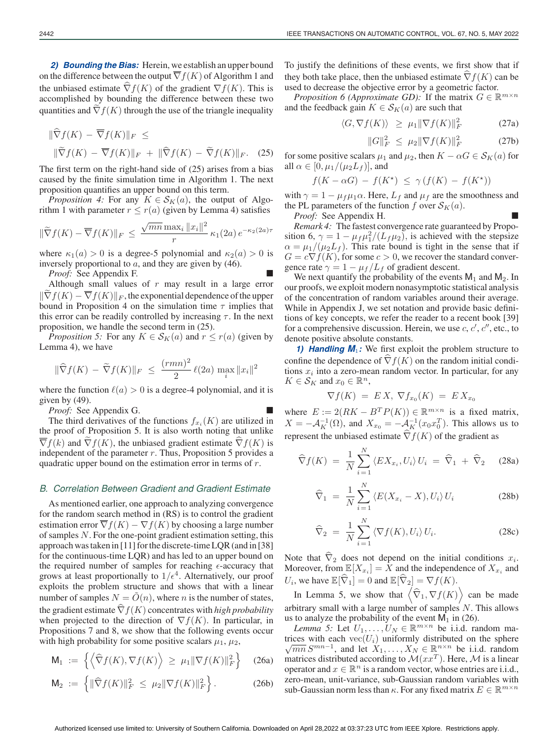*2) Bounding the Bias:* Herein, we establish an upper bound on the difference between the output $\overline{\nabla} f(K)$ of Algorithm 1 and the unbiased estimate $\widehat{\nabla} f(K)$ of the gradient $\nabla f(K)$. This is accomplished by bounding the difference between these two quantities and $\widetilde{\nabla} f(K)$ through the use of the triangle inequality

$$\|\widehat{\nabla} f(K) - \overline{\nabla} f(K)\|_F \leq \|\widetilde{\nabla} f(K) - \overline{\nabla} f(K)\|_F + \|\widehat{\nabla} f(K) - \widetilde{\nabla} f(K)\|_F. \quad (25)$$

The first term on the right-hand side of (25) arises from a bias caused by the finite simulation time in Algorithm 1. The next proposition quantifies an upper bound on this term.

*Proposition 4:* For any $K \in \mathcal{S}_K(a)$, the output of Algorithm 1 with parameter $r \leq r(a)$ (given by Lemma 4) satisfies

$$\|\widetilde{\nabla} f(K) - \overline{\nabla} f(K)\|_F \leq \frac{\sqrt{mn}\max_i \|x_i\|^2}{r}\,\kappa_1(2a)\,e^{-\kappa_2(2a)\tau}$$

where $\kappa_1(a) > 0$ is a degree-5 polynomial and $\kappa_2(a) > 0$ is inversely proportional to $a$, and they are given by (46).

*Proof:* See Appendix F. ■

Although small values of $r$ may result in a large error $\|\widetilde{\nabla} f(K) - \overline{\nabla} f(K)\|_F$, the exponential dependence of the upper bound in Proposition 4 on the simulation time $\tau$ implies that this error can be readily controlled by increasing $\tau$. In the next proposition, we handle the second term in (25).

*Proposition 5:* For any $K \in \mathcal{S}_K(a)$ and $r \leq r(a)$ (given by Lemma 4), we have

$$\|\widehat{\nabla} f(K) - \widetilde{\nabla} f(K)\|_F \leq \frac{(rmn)^2}{2}\,\ell(2a)\,\max_i \|x_i\|^2$$

where the function $\ell(a) > 0$ is a degree-4 polynomial, and it is given by (49).

*Proof:* See Appendix G. ■

The third derivatives of the functions $f_{x_i}(K)$ are utilized in the proof of Proposition 5. It is also worth noting that unlike $\overline{\nabla} f(k)$ and $\widetilde{\nabla} f(K)$, the unbiased gradient estimate $\widehat{\nabla} f(K)$ is independent of the parameter $r$. Thus, Proposition 5 provides a quadratic upper bound on the estimation error in terms of $r$.

### *B. Correlation Between Gradient and Gradient Estimate*

As mentioned earlier, one approach to analyzing convergence for the random search method in (RS) is to control the gradient estimation error $\overline{\nabla} f(K) - \nabla f(K)$ by choosing a large number of samples $N$. For the one-point gradient estimation setting, this approach was taken in [11] for the discrete-time LQR (and in [38] for the continuous-time LQR) and has led to an upper bound on the required number of samples for reaching $\epsilon$-accuracy that grows at least proportionally to $1/\epsilon^4$. Alternatively, our proof exploits the problem structure and shows that with a linear number of samples $N = \tilde{O}(n)$, where $n$ is the number of states, the gradient estimate $\widehat{\nabla} f(K)$ concentrates with *high probability* when projected to the direction of $\nabla f(K)$. In particular, in Propositions 7 and 8, we show that the following events occur with high probability for some positive scalars $\mu_1$, $\mu_2$,

$$\mathsf{M}_1 := \left\{\left\langle \widehat{\nabla} f(K), \nabla f(K)\right\rangle \geq \mu_1 \|\nabla f(K)\|_F^2\right\} \quad (26a)$$

$$\mathsf{M}_2 := \left\{\|\widehat{\nabla} f(K)\|_F^2 \leq \mu_2 \|\nabla f(K)\|_F^2\right\}. \quad (26b)$$

To justify the definitions of these events, we first show that if they both take place, then the unbiased estimate $\widehat{\nabla} f(K)$ can be used to decrease the objective error by a geometric factor.

*Proposition 6 (Approximate GD):* If the matrix $G \in \mathbb{R}^{m\times n}$ and the feedback gain $K \in \mathcal{S}_K(a)$ are such that

$$\langle G, \nabla f(K)\rangle \geq \mu_1 \|\nabla f(K)\|_F^2 \quad (27a)$$

$$\|G\|_F^2 \leq \mu_2 \|\nabla f(K)\|_F^2 \quad (27b)$$

for some positive scalars $\mu_1$ and $\mu_2$, then $K - \alpha G \in \mathcal{S}_K(a)$ for all $\alpha \in [0, \mu_1/(\mu_2 L_f)]$, and

$$f(K - \alpha G) - f(K^\star) \leq \gamma\,(f(K) - f(K^\star))$$

with $\gamma = 1 - \mu_f \mu_1 \alpha$. Here, $L_f$ and $\mu_f$ are the smoothness and the PL parameters of the function $f$ over $\mathcal{S}_K(a)$.

*Proof:* See Appendix H. ■

*Remark 4:* The fastest convergence rate guaranteed by Proposition 6, $\gamma = 1 - \mu_f \mu_1^2/(L_f \mu_2)$, is achieved with the stepsize $\alpha = \mu_1/(\mu_2 L_f)$. This rate bound is tight in the sense that if $G = c\nabla f(K)$, for some $c > 0$, we recover the standard convergence rate $\gamma = 1 - \mu_f/L_f$ of gradient descent.

We next quantify the probability of the events $\mathsf{M}_1$ and $\mathsf{M}_2$. In our proofs, we exploit modern nonasymptotic statistical analysis of the concentration of random variables around their average. While in Appendix J, we set notation and provide basic definitions of key concepts, we refer the reader to a recent book [39] for a comprehensive discussion. Herein, we use $c$, $c'$, $c''$, etc., to denote positive absolute constants.

*1) Handling $\mathsf{M}_1$:* We first exploit the problem structure to confine the dependence of $\widehat{\nabla} f(K)$ on the random initial conditions $x_i$ into a zero-mean random vector. In particular, for any $K \in \mathcal{S}_K$ and $x_0 \in \mathbb{R}^n$,

$$\nabla f(K) = E X, \; \nabla f_{x_0}(K) = E X_{x_0}$$

where $E := 2(RK - B^T P(K)) \in \mathbb{R}^{m\times n}$ is a fixed matrix, $X = -\mathcal{A}_K^{-1}(\Omega)$, and $X_{x_0} = -\mathcal{A}_K^{-1}(x_0 x_0^T)$. This allows us to represent the unbiased estimate $\widehat{\nabla} f(K)$ of the gradient as

$$\widehat{\nabla} f(K) = \frac{1}{N}\sum_{i=1}^N \langle E X_{x_i}, U_i\rangle U_i = \widehat{\nabla}_1 + \widehat{\nabla}_2 \quad (28a)$$

$$\widehat{\nabla}_1 = \frac{1}{N}\sum_{i=1}^N \langle E(X_{x_i} - X), U_i\rangle U_i \quad (28b)$$

$$\widehat{\nabla}_2 = \frac{1}{N}\sum_{i=1}^N \langle \nabla f(K), U_i\rangle U_i. \quad (28c)$$

Note that $\widehat{\nabla}_2$ does not depend on the initial conditions $x_i$. Moreover, from $\mathbb{E}[X_{x_i}] = X$ and the independence of $X_{x_i}$ and $U_i$, we have $\mathbb{E}[\widehat{\nabla}_1] = 0$ and $\mathbb{E}[\widehat{\nabla}_2] = \nabla f(K)$.

In Lemma 5, we show that $\left\langle \widehat{\nabla}_1, \nabla f(K)\right\rangle$ can be made arbitrary small with a large number of samples $N$. This allows us to analyze the probability of the event $\mathsf{M}_1$ in (26).

*Lemma 5:* Let $U_1, \ldots, U_N \in \mathbb{R}^{m\times n}$ be i.i.d. random matrices with each $\mathrm{vec}(U_i)$ uniformly distributed on the sphere $\sqrt{mn}\,S^{mn-1}$, and let $X_1, \ldots, X_N \in \mathbb{R}^{n\times n}$ be i.i.d. random matrices distributed according to $\mathcal{M}(xx^T)$. Here, $\mathcal{M}$ is a linear operator and $x \in \mathbb{R}^n$ is a random vector, whose entries are i.i.d., zero-mean, unit-variance, sub-Gaussian random variables with sub-Gaussian norm less than $\kappa$. For any fixed matrix $E \in \mathbb{R}^{m\times n}$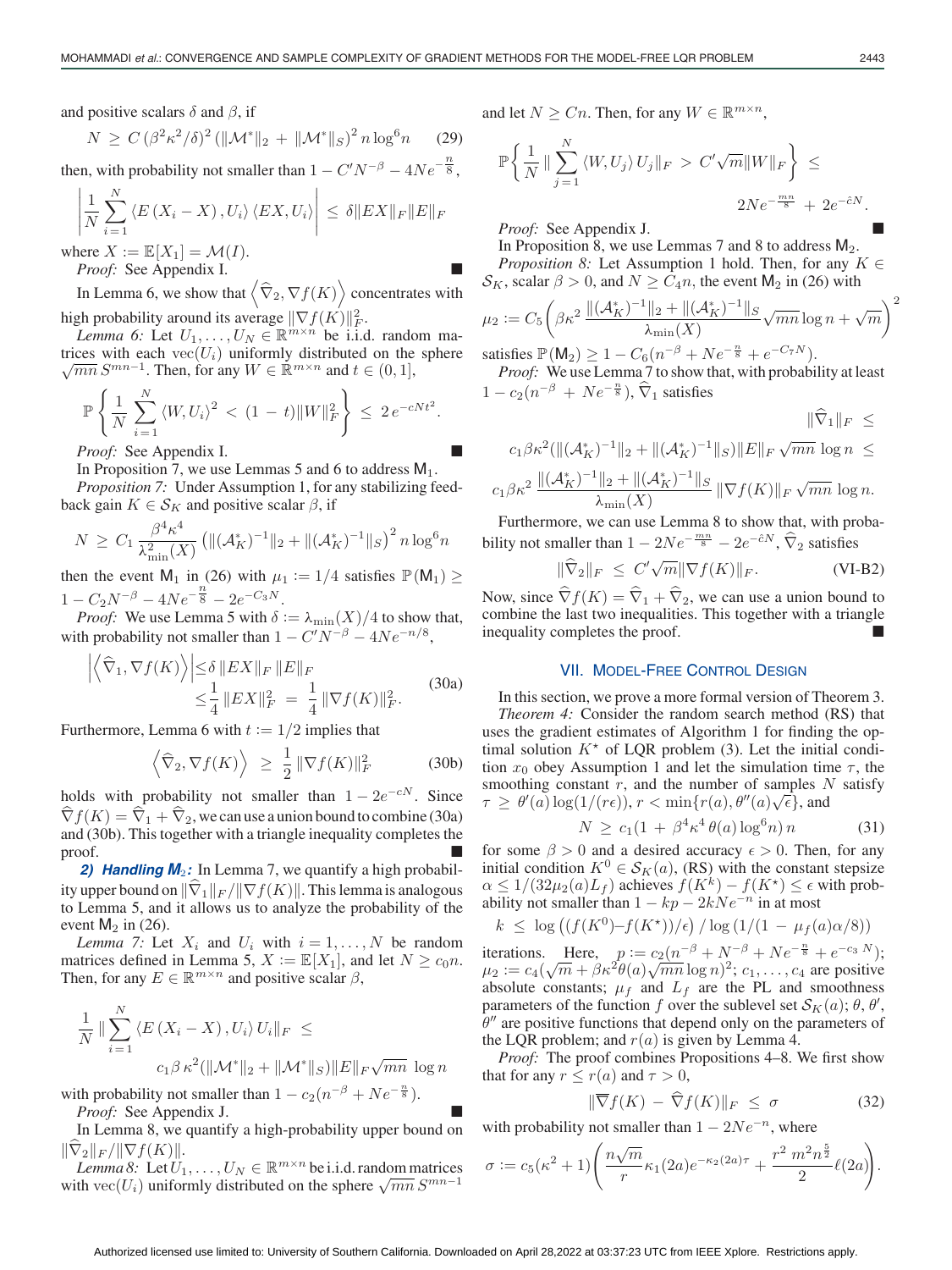and positive scalars $\delta$ and $\beta$, if

$$N \; \geq \; C \, (\beta^2 \kappa^2/\delta)^2 \, (\|\mathcal{M}^*\|_2 \, + \, \|\mathcal{M}^*\|_S)^2 \, n \log^6 n \qquad (29)$$

then, with probability not smaller than $1 - C' N^{-\beta} - 4N e^{-\frac{n}{8}}$,

$$\left| \frac{1}{N} \sum_{i=1}^{N} \langle E\,(X_i - X)\,, U_i \rangle \, \langle EX, U_i \rangle \right| \; \leq \; \delta \|EX\|_F \|E\|_F$$

where $X := \mathbb{E}[X_1] = \mathcal{M}(I)$.

*Proof:* See Appendix I. ∎

In Lemma 6, we show that $\left\langle \widehat{\nabla}_2, \nabla f(K) \right\rangle$ concentrates with high probability around its average $\|\nabla f(K)\|_F^2$.

*Lemma 6:* Let $U_1, \ldots, U_N \in \mathbb{R}^{m \times n}$ be i.i.d. random matrices with each $\mathrm{vec}(U_i)$ uniformly distributed on the sphere $\sqrt{mn}\, S^{mn-1}$. Then, for any $W \in \mathbb{R}^{m \times n}$ and $t \in (0, 1]$,

$$\mathbb{P} \left\{ \frac{1}{N} \sum_{i=1}^{N} \langle W, U_i \rangle^2 \; < \; (1 \, - \, t) \|W\|_F^2 \right\} \; \leq \; 2 \, e^{-cNt^2}.$$

*Proof:* See Appendix I. ∎

In Proposition 7, we use Lemmas 5 and 6 to address $\mathsf{M}_1$.

*Proposition 7:* Under Assumption 1, for any stabilizing feedback gain $K \in \mathcal{S}_K$ and positive scalar $\beta$, if

$$N \; \geq \; C_1 \, \frac{\beta^4 \kappa^4}{\lambda_{\min}^2(X)} \left( \|(\mathcal{A}_K^*)^{-1}\|_2 + \|(\mathcal{A}_K^*)^{-1}\|_S \right)^2 n \log^6 n$$

then the event $\mathsf{M}_1$ in (26) with $\mu_1 := 1/4$ satisfies $\mathbb{P}(\mathsf{M}_1) \geq 1 - C_2 N^{-\beta} - 4N e^{-\frac{n}{8}} - 2e^{-C_3 N}$.

*Proof:* We use Lemma 5 with $\delta := \lambda_{\min}(X)/4$ to show that, with probability not smaller than $1 - C' N^{-\beta} - 4N e^{-n/8}$,

$$\begin{aligned} \left| \left\langle \widehat{\nabla}_1, \nabla f(K) \right\rangle \right| &\leq \delta \, \|EX\|_F \, \|E\|_F \\ &\leq \frac{1}{4} \, \|EX\|_F^2 \; = \; \frac{1}{4} \, \|\nabla f(K)\|_F^2. \end{aligned} \qquad (30a)$$

Furthermore, Lemma 6 with $t := 1/2$ implies that

$$\left\langle \widehat{\nabla}_2, \nabla f(K) \right\rangle \; \geq \; \frac{1}{2} \, \|\nabla f(K)\|_F^2 \qquad (30b)$$

holds with probability not smaller than $1 - 2e^{-cN}$. Since $\widehat{\nabla} f(K) = \widehat{\nabla}_1 + \widehat{\nabla}_2$, we can use a union bound to combine (30a) and (30b). This together with a triangle inequality completes the proof. ∎

***2) Handling $\mathsf{M}_2$:*** In Lemma 7, we quantify a high probability upper bound on $\|\widehat{\nabla}_1\|_F / \|\nabla f(K)\|$. This lemma is analogous to Lemma 5, and it allows us to analyze the probability of the event $\mathsf{M}_2$ in (26).

*Lemma 7:* Let $X_i$ and $U_i$ with $i = 1, \ldots, N$ be random matrices defined in Lemma 5, $X := \mathbb{E}[X_1]$, and let $N \geq c_0 n$. Then, for any $E \in \mathbb{R}^{m \times n}$ and positive scalar $\beta$,

$$\frac{1}{N} \, \| \sum_{i=1}^{N} \langle E\,(X_i - X)\,, U_i \rangle \, U_i \|_F \; \leq \; c_1 \beta \, \kappa^2 (\|\mathcal{M}^*\|_2 + \|\mathcal{M}^*\|_S) \|E\|_F \sqrt{mn} \, \log n$$

with probability not smaller than $1 - c_2(n^{-\beta} + N e^{-\frac{n}{8}})$.

*Proof:* See Appendix J. ∎

In Lemma 8, we quantify a high-probability upper bound on $\|\widehat{\nabla}_2\|_F / \|\nabla f(K)\|$.

*Lemma 8:* Let $U_1, \ldots, U_N \in \mathbb{R}^{m \times n}$ be i.i.d. random matrices with $\mathrm{vec}(U_i)$ uniformly distributed on the sphere $\sqrt{mn}\, S^{mn-1}$ and let $N \geq Cn$. Then, for any $W \in \mathbb{R}^{m \times n}$,

$$\mathbb{P} \left\{ \frac{1}{N} \, \| \sum_{j=1}^{N} \langle W, U_j \rangle \, U_j \|_F \; > \; C' \sqrt{m} \|W\|_F \right\} \; \leq \; 2N e^{-\frac{mn}{8}} \, + \, 2e^{-\hat{c}N}.$$

*Proof:* See Appendix J. ∎

In Proposition 8, we use Lemmas 7 and 8 to address $\mathsf{M}_2$.

*Proposition 8:* Let Assumption 1 hold. Then, for any $K \in \mathcal{S}_K$, scalar $\beta > 0$, and $N \geq C_4 n$, the event $\mathsf{M}_2$ in (26) with

$$\mu_2 := C_5 \left( \beta \kappa^2 \, \frac{\|(\mathcal{A}_K^*)^{-1}\|_2 + \|(\mathcal{A}_K^*)^{-1}\|_S}{\lambda_{\min}(X)} \sqrt{mn} \log n + \sqrt{m} \right)^2$$

satisfies $\mathbb{P}(\mathsf{M}_2) \geq 1 - C_6(n^{-\beta} + N e^{-\frac{n}{8}} + e^{-C_7 N})$.

*Proof:* We use Lemma 7 to show that, with probability at least $1 - c_2(n^{-\beta} + N e^{-\frac{n}{8}})$, $\widehat{\nabla}_1$ satisfies

$$\begin{aligned} &\|\widehat{\nabla}_1\|_F \; \leq \\ &c_1 \beta \kappa^2 (\|(\mathcal{A}_K^*)^{-1}\|_2 + \|(\mathcal{A}_K^*)^{-1}\|_S) \|E\|_F \sqrt{mn} \, \log n \; \leq \\ &c_1 \beta \kappa^2 \, \frac{\|(\mathcal{A}_K^*)^{-1}\|_2 + \|(\mathcal{A}_K^*)^{-1}\|_S}{\lambda_{\min}(X)} \, \|\nabla f(K)\|_F \sqrt{mn} \, \log n. \end{aligned}$$

Furthermore, we can use Lemma 8 to show that, with probability not smaller than $1 - 2N e^{-\frac{mn}{8}} - 2e^{-\hat{c}N}$, $\widehat{\nabla}_2$ satisfies

$$\|\widehat{\nabla}_2\|_F \; \leq \; C' \sqrt{m} \|\nabla f(K)\|_F. \qquad \text{(VI-B2)}$$

Now, since $\widehat{\nabla} f(K) = \widehat{\nabla}_1 + \widehat{\nabla}_2$, we can use a union bound to combine the last two inequalities. This together with a triangle inequality completes the proof. ∎

## VII. Model-Free Control Design

In this section, we prove a more formal version of Theorem 3.

*Theorem 4:* Consider the random search method (RS) that uses the gradient estimates of Algorithm 1 for finding the optimal solution $K^\star$ of LQR problem (3). Let the initial condition $x_0$ obey Assumption 1 and let the simulation time $\tau$, the smoothing constant $r$, and the number of samples $N$ satisfy $\tau \geq \theta'(a) \log(1/(r\epsilon))$, $r < \min\{r(a), \theta''(a)\sqrt{\epsilon}\}$, and

$$N \; \geq \; c_1 (1 + \beta^4 \kappa^4 \, \theta(a) \log^6 n) \, n \qquad (31)$$

for some $\beta > 0$ and a desired accuracy $\epsilon > 0$. Then, for any initial condition $K^0 \in \mathcal{S}_K(a)$, (RS) with the constant stepsize $\alpha \leq 1/(32 \mu_2(a) L_f)$ achieves $f(K^k) - f(K^\star) \leq \epsilon$ with probability not smaller than $1 - kp - 2kN e^{-n}$ in at most

$$k \; \leq \; \log \left( (f(K^0) {-} f(K^\star))/\epsilon \right) / \log \left( 1/(1 \, - \, \mu_f(a)\alpha/8) \right)$$

iterations. Here, $p := c_2(n^{-\beta} + N^{-\beta} + N e^{-\frac{n}{8}} + e^{-c_3 N})$; $\mu_2 := c_4(\sqrt{m} + \beta \kappa^2 \theta(a) \sqrt{mn} \log n)^2$; $c_1, \ldots, c_4$ are positive absolute constants; $\mu_f$ and $L_f$ are the PL and smoothness parameters of the function $f$ over the sublevel set $\mathcal{S}_K(a)$; $\theta$, $\theta'$, $\theta''$ are positive functions that depend only on the parameters of the LQR problem; and $r(a)$ is given by Lemma 4.

*Proof:* The proof combines Propositions 4–8. We first show that for any $r \leq r(a)$ and $\tau > 0$,

$$\|\overline{\nabla} f(K) \, - \, \widehat{\nabla} f(K)\|_F \; \leq \; \sigma \qquad (32)$$

with probability not smaller than $1 - 2N e^{-n}$, where

$$\sigma := c_5 (\kappa^2 + 1) \left( \frac{n \sqrt{m}}{r} \kappa_1(2a) e^{-\kappa_2(2a)\tau} + \frac{r^2 \, m^2 n^{\frac{5}{2}}}{2} \ell(2a) \right).$$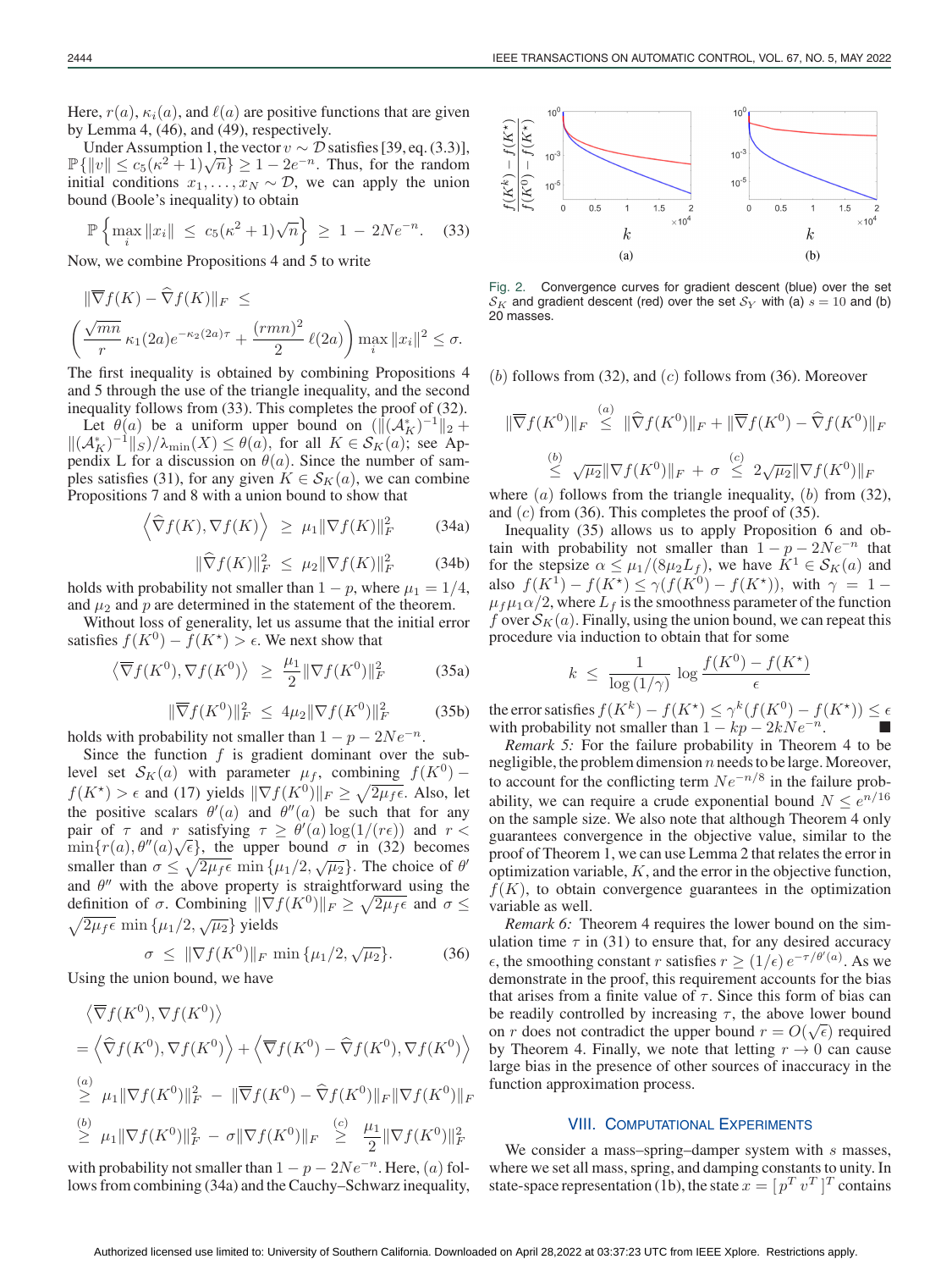Here, $r(a)$, $\kappa_i(a)$, and $\ell(a)$ are positive functions that are given by Lemma 4, (46), and (49), respectively.

Under Assumption 1, the vector $v \sim \mathcal{D}$ satisfies [39, eq. (3.3)], $\mathbb{P}\{\|v\| \le c_5(\kappa^2+1)\sqrt{n}\} \ge 1 - 2e^{-n}$. Thus, for the random initial conditions $x_1, \ldots, x_N \sim \mathcal{D}$, we can apply the union bound (Boole's inequality) to obtain

$$\mathbb{P}\left\{\max_i \|x_i\| \;\le\; c_5(\kappa^2+1)\sqrt{n}\right\} \;\ge\; 1 - 2Ne^{-n}. \quad (33)$$

Now, we combine Propositions 4 and 5 to write

$$\|\overline{\nabla} f(K) - \widehat{\nabla} f(K)\|_F \;\le\;$$
$$\left(\frac{\sqrt{mn}}{r}\,\kappa_1(2a)e^{-\kappa_2(2a)\tau} + \frac{(rmn)^2}{2}\,\ell(2a)\right)\max_i \|x_i\|^2 \le \sigma.$$

The first inequality is obtained by combining Propositions 4 and 5 through the use of the triangle inequality, and the second inequality follows from (33). This completes the proof of (32).

Let $\theta(a)$ be a uniform upper bound on $(\|(\mathcal{A}_K^*)^{-1}\|_2 + \|(\mathcal{A}_K^*)^{-1}\|_S)/\lambda_{\min}(X) \le \theta(a)$, for all $K \in \mathcal{S}_K(a)$; see Appendix L for a discussion on $\theta(a)$. Since the number of samples satisfies (31), for any given $K \in \mathcal{S}_K(a)$, we can combine Propositions 7 and 8 with a union bound to show that

$$\left\langle \widehat{\nabla} f(K), \nabla f(K)\right\rangle \;\ge\; \mu_1 \|\nabla f(K)\|_F^2 \quad (34a)$$

$$\|\widehat{\nabla} f(K)\|_F^2 \;\le\; \mu_2 \|\nabla f(K)\|_F^2 \quad (34b)$$

holds with probability not smaller than $1 - p$, where $\mu_1 = 1/4$, and $\mu_2$ and $p$ are determined in the statement of the theorem.

Without loss of generality, let us assume that the initial error satisfies $f(K^0) - f(K^\star) > \epsilon$. We next show that

$$\langle \overline{\nabla} f(K^0), \nabla f(K^0)\rangle \;\ge\; \frac{\mu_1}{2}\|\nabla f(K^0)\|_F^2 \quad (35a)$$

$$\|\overline{\nabla} f(K^0)\|_F^2 \;\le\; 4\mu_2 \|\nabla f(K^0)\|_F^2 \quad (35b)$$

holds with probability not smaller than $1 - p - 2Ne^{-n}$.

Since the function $f$ is gradient dominant over the sublevel set $\mathcal{S}_K(a)$ with parameter $\mu_f$, combining $f(K^0) - f(K^\star) > \epsilon$ and (17) yields $\|\nabla f(K^0)\|_F \ge \sqrt{2\mu_f \epsilon}$. Also, let the positive scalars $\theta'(a)$ and $\theta''(a)$ be such that for any pair of $\tau$ and $r$ satisfying $\tau \ge \theta'(a)\log(1/(r\epsilon))$ and $r < \min\{r(a), \theta''(a)\sqrt{\epsilon}\}$, the upper bound $\sigma$ in (32) becomes smaller than $\sigma \le \sqrt{2\mu_f\epsilon}\,\min\{\mu_1/2, \sqrt{\mu_2}\}$. The choice of $\theta'$ and $\theta''$ with the above property is straightforward using the definition of $\sigma$. Combining $\|\nabla f(K^0)\|_F \ge \sqrt{2\mu_f \epsilon}$ and $\sigma \le \sqrt{2\mu_f\epsilon}\,\min\{\mu_1/2, \sqrt{\mu_2}\}$ yields

$$\sigma \;\le\; \|\nabla f(K^0)\|_F \,\min\{\mu_1/2, \sqrt{\mu_2}\}. \quad (36)$$

Using the union bound, we have

$$\begin{aligned}
&\langle \overline{\nabla} f(K^0), \nabla f(K^0)\rangle \\
&= \left\langle \widehat{\nabla} f(K^0), \nabla f(K^0)\right\rangle + \left\langle \overline{\nabla} f(K^0) - \widehat{\nabla} f(K^0), \nabla f(K^0)\right\rangle \\
&\overset{(a)}{\ge} \mu_1 \|\nabla f(K^0)\|_F^2 \;-\; \|\overline{\nabla} f(K^0) - \widehat{\nabla} f(K^0)\|_F \|\nabla f(K^0)\|_F \\
&\overset{(b)}{\ge} \mu_1 \|\nabla f(K^0)\|_F^2 - \sigma\|\nabla f(K^0)\|_F \;\overset{(c)}{\ge}\; \frac{\mu_1}{2}\|\nabla f(K^0)\|_F^2
\end{aligned}$$

with probability not smaller than $1 - p - 2Ne^{-n}$. Here, $(a)$ follows from combining (34a) and the Cauchy–Schwarz inequality, $(b)$ follows from (32), and $(c)$ follows from (36). Moreover

$$\begin{aligned}
\|\overline{\nabla} f(K^0)\|_F &\overset{(a)}{\le} \|\widehat{\nabla} f(K^0)\|_F + \|\overline{\nabla} f(K^0) - \widehat{\nabla} f(K^0)\|_F \\
&\overset{(b)}{\le} \sqrt{\mu_2}\|\nabla f(K^0)\|_F \,+\, \sigma \;\overset{(c)}{\le}\; 2\sqrt{\mu_2}\|\nabla f(K^0)\|_F
\end{aligned}$$

where $(a)$ follows from the triangle inequality, $(b)$ from (32), and $(c)$ from (36). This completes the proof of (35).

Inequality (35) allows us to apply Proposition 6 and obtain with probability not smaller than $1 - p - 2Ne^{-n}$ that for the stepsize $\alpha \le \mu_1/(8\mu_2 L_f)$, we have $K^1 \in \mathcal{S}_K(a)$ and also $f(K^1) - f(K^\star) \le \gamma(f(K^0) - f(K^\star))$, with $\gamma = 1 - \mu_f \mu_1 \alpha/2$, where $L_f$ is the smoothness parameter of the function $f$ over $\mathcal{S}_K(a)$. Finally, using the union bound, we can repeat this procedure via induction to obtain that for some

$$k \;\le\; \frac{1}{\log(1/\gamma)}\,\log\frac{f(K^0) - f(K^\star)}{\epsilon}$$

the error satisfies $f(K^k) - f(K^\star) \le \gamma^k(f(K^0) - f(K^\star)) \le \epsilon$ with probability not smaller than $1 - kp - 2kNe^{-n}$. ■

*Remark 5:* For the failure probability in Theorem 4 to be negligible, the problem dimension $n$ needs to be large. Moreover, to account for the conflicting term $Ne^{-n/8}$ in the failure probability, we can require a crude exponential bound $N \le e^{n/16}$ on the sample size. We also note that although Theorem 4 only guarantees convergence in the objective value, similar to the proof of Theorem 1, we can use Lemma 2 that relates the error in optimization variable, $K$, and the error in the objective function, $f(K)$, to obtain convergence guarantees in the optimization variable as well.

*Remark 6:* Theorem 4 requires the lower bound on the simulation time $\tau$ in (31) to ensure that, for any desired accuracy $\epsilon$, the smoothing constant $r$ satisfies $r \ge (1/\epsilon)\,e^{-\tau/\theta'(a)}$. As we demonstrate in the proof, this requirement accounts for the bias that arises from a finite value of $\tau$. Since this form of bias can be readily controlled by increasing $\tau$, the above lower bound on $r$ does not contradict the upper bound $r = O(\sqrt{\epsilon})$ required by Theorem 4. Finally, we note that letting $r \to 0$ can cause large bias in the presence of other sources of inaccuracy in the function approximation process.

$\frac{f(K^k) - f(K^\star)}{f(K^0) - f(K^\star)}$

$10^0$
$10^{-3}$
$10^{-5}$
0 0.5 1 1.5 2
$\times 10^4$
$k$
(a)

$10^0$
$10^{-3}$
$10^{-5}$
0 0.5 1 1.5 2
$\times 10^4$
$k$
(b)

Fig. 2. Convergence curves for gradient descent (blue) over the set $\mathcal{S}_K$ and gradient descent (red) over the set $\mathcal{S}_Y$ with (a) $s = 10$ and (b) 20 masses.

## VIII. Computational Experiments

We consider a mass–spring–damper system with $s$ masses, where we set all mass, spring, and damping constants to unity. In state-space representation (1b), the state $x = [\,p^T\; v^T\,]^T$ contains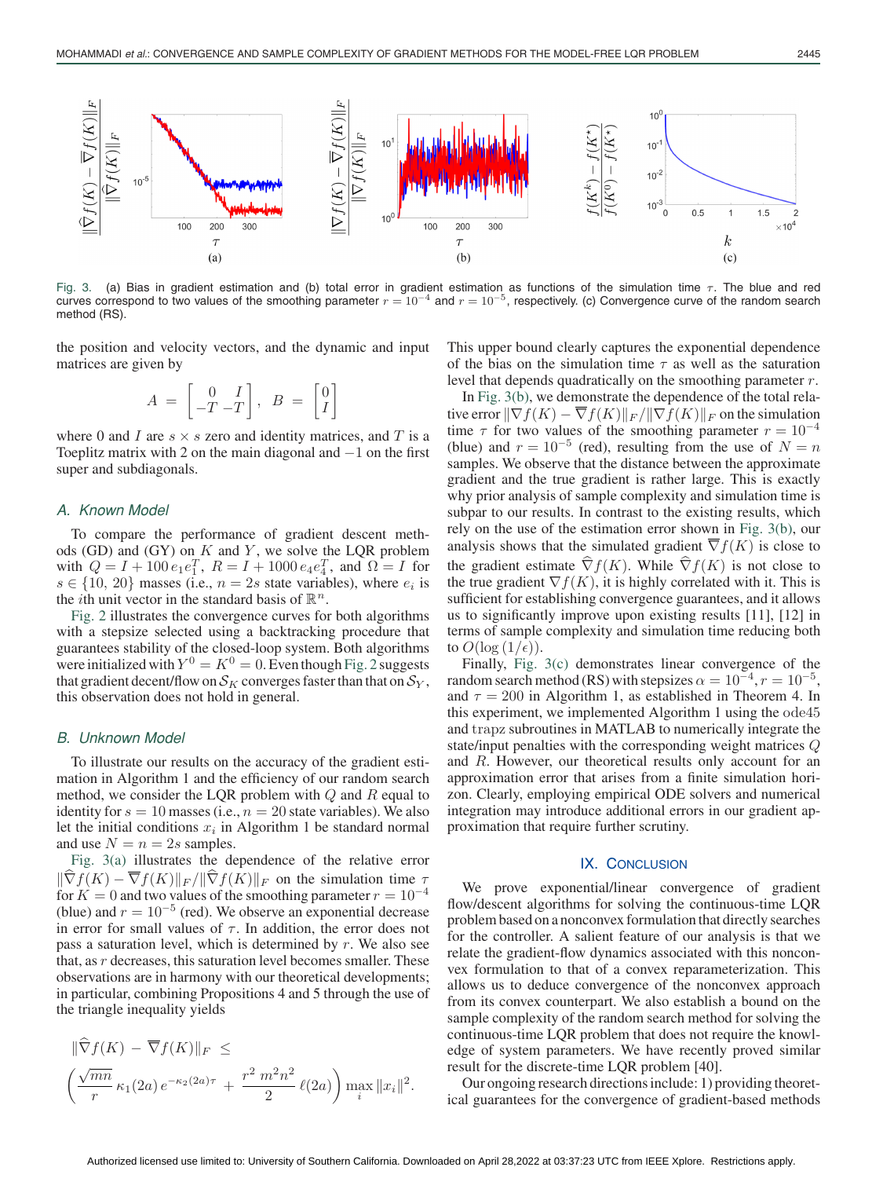$\dfrac{\|\widehat{\nabla} f(K) - \overline{\nabla} f(K)\|_F}{\|\widehat{\nabla} f(K)\|_F}$

$10^{-5}$

100 200 300

$\tau$

(a)

$\dfrac{\|\nabla f(K) - \overline{\nabla} f(K)\|_F}{\|\nabla f(K)\|_F}$

$10^1$

$10^0$

100 200 300

$\tau$

(b)

$\dfrac{f(K^k) - f(K^\star)}{f(K^0) - f(K^\star)}$

$10^0$

$10^{-1}$

$10^{-2}$

$10^{-3}$

0 0.5 1 1.5 2

$\times 10^4$

$k$

(c)

Fig. 3. (a) Bias in gradient estimation and (b) total error in gradient estimation as functions of the simulation time $\tau$. The blue and red curves correspond to two values of the smoothing parameter $r = 10^{-4}$ and $r = 10^{-5}$, respectively. (c) Convergence curve of the random search method (RS).

the position and velocity vectors, and the dynamic and input matrices are given by

$$A = \begin{bmatrix} 0 & I \\ -T & -T \end{bmatrix}, \quad B = \begin{bmatrix} 0 \\ I \end{bmatrix}$$

where 0 and $I$ are $s \times s$ zero and identity matrices, and $T$ is a Toeplitz matrix with 2 on the main diagonal and $-1$ on the first super and subdiagonals.

### A. Known Model

To compare the performance of gradient descent methods (GD) and (GY) on $K$ and $Y$, we solve the LQR problem with $Q = I + 100\, e_1 e_1^T$, $R = I + 1000\, e_4 e_4^T$, and $\Omega = I$ for $s \in \{10, 20\}$ masses (i.e., $n = 2s$ state variables), where $e_i$ is the $i$th unit vector in the standard basis of $\mathbb{R}^n$.

Fig. 2 illustrates the convergence curves for both algorithms with a stepsize selected using a backtracking procedure that guarantees stability of the closed-loop system. Both algorithms were initialized with $Y^0 = K^0 = 0$. Even though Fig. 2 suggests that gradient decent/flow on $\mathcal{S}_K$ converges faster than that on $\mathcal{S}_Y$, this observation does not hold in general.

### B. Unknown Model

To illustrate our results on the accuracy of the gradient estimation in Algorithm 1 and the efficiency of our random search method, we consider the LQR problem with $Q$ and $R$ equal to identity for $s = 10$ masses (i.e., $n = 20$ state variables). We also let the initial conditions $x_i$ in Algorithm 1 be standard normal and use $N = n = 2s$ samples.

Fig. 3(a) illustrates the dependence of the relative error $\|\widehat{\nabla} f(K) - \overline{\nabla} f(K)\|_F / \|\widehat{\nabla} f(K)\|_F$ on the simulation time $\tau$ for $K = 0$ and two values of the smoothing parameter $r = 10^{-4}$ (blue) and $r = 10^{-5}$ (red). We observe an exponential decrease in error for small values of $\tau$. In addition, the error does not pass a saturation level, which is determined by $r$. We also see that, as $r$ decreases, this saturation level becomes smaller. These observations are in harmony with our theoretical developments; in particular, combining Propositions 4 and 5 through the use of the triangle inequality yields

$$\|\widehat{\nabla} f(K) - \overline{\nabla} f(K)\|_F \;\le\; \left( \frac{\sqrt{mn}}{r}\, \kappa_1(2a)\, e^{-\kappa_2(2a)\tau} \,+\, \frac{r^2\, m^2 n^2}{2}\, \ell(2a) \right) \max_i \|x_i\|^2.$$

This upper bound clearly captures the exponential dependence of the bias on the simulation time $\tau$ as well as the saturation level that depends quadratically on the smoothing parameter $r$.

In Fig. 3(b), we demonstrate the dependence of the total relative error $\|\nabla f(K) - \overline{\nabla} f(K)\|_F / \|\nabla f(K)\|_F$ on the simulation time $\tau$ for two values of the smoothing parameter $r = 10^{-4}$ (blue) and $r = 10^{-5}$ (red), resulting from the use of $N = n$ samples. We observe that the distance between the approximate gradient and the true gradient is rather large. This is exactly why prior analysis of sample complexity and simulation time is subpar to our results. In contrast to the existing results, which rely on the use of the estimation error shown in Fig. 3(b), our analysis shows that the simulated gradient $\overline{\nabla} f(K)$ is close to the gradient estimate $\widehat{\nabla} f(K)$. While $\widehat{\nabla} f(K)$ is not close to the true gradient $\nabla f(K)$, it is highly correlated with it. This is sufficient for establishing convergence guarantees, and it allows us to significantly improve upon existing results [11], [12] in terms of sample complexity and simulation time reducing both to $O(\log(1/\epsilon))$.

Finally, Fig. 3(c) demonstrates linear convergence of the random search method (RS) with stepsizes $\alpha = 10^{-4}, r = 10^{-5}$, and $\tau = 200$ in Algorithm 1, as established in Theorem 4. In this experiment, we implemented Algorithm 1 using the ode45 and trapz subroutines in MATLAB to numerically integrate the state/input penalties with the corresponding weight matrices $Q$ and $R$. However, our theoretical results only account for an approximation error that arises from a finite simulation horizon. Clearly, employing empirical ODE solvers and numerical integration may introduce additional errors in our gradient approximation that require further scrutiny.

## IX. Conclusion

We prove exponential/linear convergence of gradient flow/descent algorithms for solving the continuous-time LQR problem based on a nonconvex formulation that directly searches for the controller. A salient feature of our analysis is that we relate the gradient-flow dynamics associated with this nonconvex formulation to that of a convex reparameterization. This allows us to deduce convergence of the nonconvex approach from its convex counterpart. We also establish a bound on the sample complexity of the random search method for solving the continuous-time LQR problem that does not require the knowledge of system parameters. We have recently proved similar result for the discrete-time LQR problem [40].

Our ongoing research directions include: 1) providing theoretical guarantees for the convergence of gradient-based methods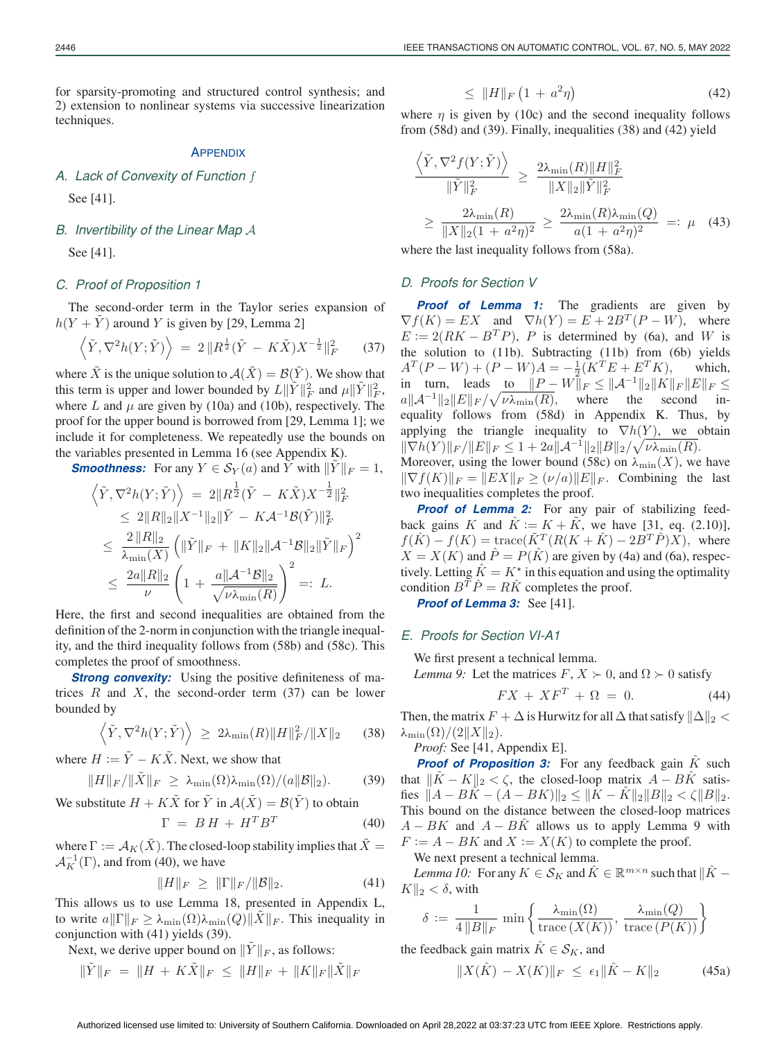for sparsity-promoting and structured control synthesis; and 2) extension to nonlinear systems via successive linearization techniques.

## APPENDIX

### A. Lack of Convexity of Function $f$

See [41].

### B. Invertibility of the Linear Map $\mathcal{A}$

See [41].

### C. Proof of Proposition 1

The second-order term in the Taylor series expansion of $h(Y + \tilde{Y})$ around $Y$ is given by [29, Lemma 2]

$$\left\langle \tilde{Y}, \nabla^2 h(Y;\tilde{Y}) \right\rangle \;=\; 2\,\|R^{\frac{1}{2}}(\tilde{Y} \,-\, K\tilde{X})X^{-\frac{1}{2}}\|_F^2 \tag{37}$$

where $\tilde{X}$ is the unique solution to $\mathcal{A}(\tilde{X}) = \mathcal{B}(\tilde{Y})$. We show that this term is upper and lower bounded by $L\|\tilde{Y}\|_F^2$ and $\mu\|\tilde{Y}\|_F^2$, where $L$ and $\mu$ are given by (10a) and (10b), respectively. The proof for the upper bound is borrowed from [29, Lemma 1]; we include it for completeness. We repeatedly use the bounds on the variables presented in Lemma 16 (see Appendix K).

***Smoothness:*** For any $Y \in \mathcal{S}_Y(a)$ and $\tilde{Y}$ with $\|\tilde{Y}\|_F = 1$,

$$\begin{aligned}
\left\langle \tilde{Y}, \nabla^2 h(Y;\tilde{Y}) \right\rangle \;&=\; 2\|R^{\frac{1}{2}}(\tilde{Y} \,-\, K\tilde{X})X^{-\frac{1}{2}}\|_F^2 \\
&\le\; 2\|R\|_2\|X^{-1}\|_2\|\tilde{Y} \,-\, K\mathcal{A}^{-1}\mathcal{B}(\tilde{Y})\|_F^2 \\
&\le\; \frac{2\,\|R\|_2}{\lambda_{\min}(X)}\left(\|\tilde{Y}\|_F \,+\, \|K\|_2\|\mathcal{A}^{-1}\mathcal{B}\|_2\|\tilde{Y}\|_F\right)^2 \\
&\le\; \frac{2a\|R\|_2}{\nu}\left(1 \,+\, \frac{a\|\mathcal{A}^{-1}\mathcal{B}\|_2}{\sqrt{\nu\lambda_{\min}(R)}}\right)^2 \;=:\; L.
\end{aligned}$$

Here, the first and second inequalities are obtained from the definition of the 2-norm in conjunction with the triangle inequality, and the third inequality follows from (58b) and (58c). This completes the proof of smoothness.

***Strong convexity:*** Using the positive definiteness of matrices $R$ and $X$, the second-order term (37) can be lower bounded by

$$\left\langle \tilde{Y}, \nabla^2 h(Y;\tilde{Y}) \right\rangle \;\ge\; 2\lambda_{\min}(R)\|H\|_F^2/\|X\|_2 \tag{38}$$

where $H := \tilde{Y} - K\tilde{X}$. Next, we show that

$$\|H\|_F/\|\tilde{X}\|_F \;\ge\; \lambda_{\min}(\Omega)\lambda_{\min}(\Omega)/(a\|\mathcal{B}\|_2). \tag{39}$$

We substitute $H + K\tilde{X}$ for $\tilde{Y}$ in $\mathcal{A}(\tilde{X}) = \mathcal{B}(\tilde{Y})$ to obtain

$$\Gamma \;=\; B\,H \,+\, H^T B^T \tag{40}$$

where $\Gamma := \mathcal{A}_K(\tilde{X})$. The closed-loop stability implies that $\tilde{X} = \mathcal{A}_K^{-1}(\Gamma)$, and from (40), we have

$$\|H\|_F \;\ge\; \|\Gamma\|_F/\|\mathcal{B}\|_2. \tag{41}$$

This allows us to use Lemma 18, presented in Appendix L, to write $a\|\Gamma\|_F \ge \lambda_{\min}(\Omega)\lambda_{\min}(Q)\|\tilde{X}\|_F$. This inequality in conjunction with (41) yields (39).

Next, we derive upper bound on $\|\tilde{Y}\|_F$, as follows:

$$\begin{aligned}
\|\tilde{Y}\|_F \;&=\; \|H \,+\, K\tilde{X}\|_F \;\le\; \|H\|_F \,+\, \|K\|_F\|\tilde{X}\|_F \\
&\le\; \|H\|_F\left(1 \,+\, a^2\eta\right)
\end{aligned} \tag{42}$$

where $\eta$ is given by (10c) and the second inequality follows from (58d) and (39). Finally, inequalities (38) and (42) yield

$$\begin{aligned}
\frac{\left\langle \tilde{Y}, \nabla^2 f(Y;\tilde{Y}) \right\rangle}{\|\tilde{Y}\|_F^2} \;&\ge\; \frac{2\lambda_{\min}(R)\|H\|_F^2}{\|X\|_2\|\tilde{Y}\|_F^2} \\
&\ge\; \frac{2\lambda_{\min}(R)}{\|X\|_2(1 \,+\, a^2\eta)^2} \;\ge\; \frac{2\lambda_{\min}(R)\lambda_{\min}(Q)}{a(1 \,+\, a^2\eta)^2} \;=:\; \mu
\end{aligned} \tag{43}$$

where the last inequality follows from (58a).

### D. Proofs for Section V

***Proof of Lemma 1:*** The gradients are given by $\nabla f(K) = EX$ and $\nabla h(Y) = E + 2B^T(P - W)$, where $E := 2(RK - B^T P)$, $P$ is determined by (6a), and $W$ is the solution to (11b). Subtracting (11b) from (6b) yields $A^T(P - W) + (P - W)A = -\frac{1}{2}(K^T E + E^T K)$, which, in turn, leads to $\|P - W\|_F \le \|\mathcal{A}^{-1}\|_2\|K\|_F\|E\|_F \le a\|\mathcal{A}^{-1}\|_2\|E\|_F/\sqrt{\nu\lambda_{\min}(R)}$, where the second inequality follows from (58d) in Appendix K. Thus, by applying the triangle inequality to $\nabla h(Y)$, we obtain $\|\nabla h(Y)\|_F/\|E\|_F \le 1 + 2a\|\mathcal{A}^{-1}\|_2\|B\|_2/\sqrt{\nu\lambda_{\min}(R)}$. Moreover, using the lower bound (58c) on $\lambda_{\min}(X)$, we have $\|\nabla f(K)\|_F = \|EX\|_F \ge (\nu/a)\|E\|_F$. Combining the last two inequalities completes the proof.

***Proof of Lemma 2:*** For any pair of stabilizing feedback gains $K$ and $\hat{K} := K + \tilde{K}$, we have [31, eq. (2.10)], $f(\hat{K}) - f(K) = \mathrm{trace}(\tilde{K}^T(R(K + \hat{K}) - 2B^T\hat{P})X)$, where $X = X(K)$ and $\hat{P} = P(\hat{K})$ are given by (4a) and (6a), respectively. Letting $\hat{K} = K^\star$ in this equation and using the optimality condition $B^T\hat{P} = R\hat{K}$ completes the proof.

***Proof of Lemma 3:*** See [41].

### E. Proofs for Section VI-A1

We first present a technical lemma.

*Lemma 9:* Let the matrices $F$, $X \succ 0$, and $\Omega \succ 0$ satisfy

$$FX \,+\, XF^T \,+\, \Omega \;=\; 0. \tag{44}$$

Then, the matrix $F + \Delta$ is Hurwitz for all $\Delta$ that satisfy $\|\Delta\|_2 < \lambda_{\min}(\Omega)/(2\|X\|_2)$.

*Proof:* See [41, Appendix E].

***Proof of Proposition 3:*** For any feedback gain $\hat{K}$ such that $\|\hat{K} - K\|_2 < \zeta$, the closed-loop matrix $A - B\hat{K}$ satisfies $\|A - B\hat{K} - (A - BK)\|_2 \le \|K - \hat{K}\|_2\|B\|_2 < \zeta\|B\|_2$. This bound on the distance between the closed-loop matrices $A - BK$ and $A - B\hat{K}$ allows us to apply Lemma 9 with $F := A - BK$ and $X := X(K)$ to complete the proof.

We next present a technical lemma.

*Lemma 10:* For any $K \in \mathcal{S}_K$ and $\hat{K} \in \mathbb{R}^{m\times n}$ such that $\|\hat{K} - K\|_2 < \delta$, with

$$\delta \;:=\; \frac{1}{4\,\|B\|_F}\,\min\left\{\frac{\lambda_{\min}(\Omega)}{\mathrm{trace}\,(X(K))},\, \frac{\lambda_{\min}(Q)}{\mathrm{trace}\,(P(K))}\right\}$$

the feedback gain matrix $\hat{K} \in \mathcal{S}_K$, and

$$\|X(\hat{K}) \,-\, X(K)\|_F \;\le\; \epsilon_1\|\hat{K} - K\|_2 \tag{45a}$$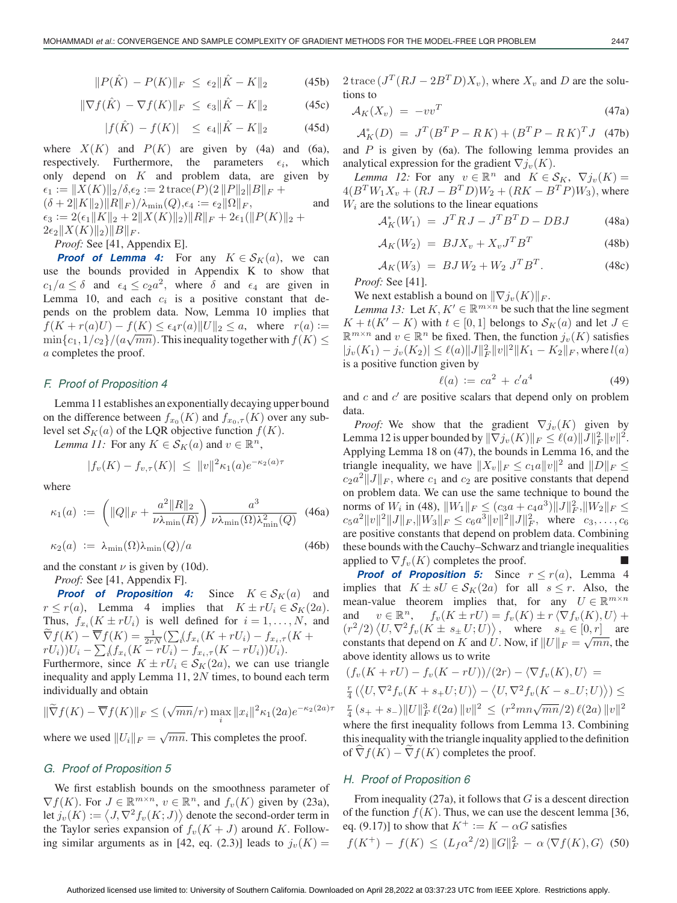$$\|P(\hat{K}) - P(K)\|_F \;\leq\; \epsilon_2 \|\hat{K} - K\|_2 \tag{45b}$$

$$\|\nabla f(\hat{K}) - \nabla f(K)\|_F \;\leq\; \epsilon_3 \|\hat{K} - K\|_2 \tag{45c}$$

$$|f(\hat{K}) - f(K)| \;\;\leq\; \epsilon_4 \|\hat{K} - K\|_2 \tag{45d}$$

where $X(K)$ and $P(K)$ are given by (4a) and (6a), respectively. Furthermore, the parameters $\epsilon_i$, which only depend on $K$ and problem data, are given by $\epsilon_1 := \|X(K)\|_2/\delta$, $\epsilon_2 := 2\,\mathrm{trace}(P)(2\,\|P\|_2 \|B\|_F + (\delta + 2\|K\|_2)\|R\|_F)/\lambda_{\min}(Q)$, $\epsilon_4 := \epsilon_2 \|\Omega\|_F$, and $\epsilon_3 := 2(\epsilon_1 \|K\|_2 + 2\|X(K)\|_2)\|R\|_F + 2\epsilon_1(\|P(K)\|_2 + 2\epsilon_2\|X(K)\|_2)\|B\|_F$.

*Proof:* See [41, Appendix E].

***Proof of Lemma 4:*** For any $K \in \mathcal{S}_K(a)$, we can use the bounds provided in Appendix K to show that $c_1/a \leq \delta$ and $\epsilon_4 \leq c_2 a^2$, where $\delta$ and $\epsilon_4$ are given in Lemma 10, and each $c_i$ is a positive constant that depends on the problem data. Now, Lemma 10 implies that $f(K + r(a)U) - f(K) \leq \epsilon_4 r(a)\|U\|_2 \leq a$, where $r(a) := \min\{c_1, 1/c_2\}/(a\sqrt{mn})$. This inequality together with $f(K) \leq a$ completes the proof.

## F. Proof of Proposition 4

Lemma 11 establishes an exponentially decaying upper bound on the difference between $f_{x_0}(K)$ and $f_{x_0,\tau}(K)$ over any sublevel set $\mathcal{S}_K(a)$ of the LQR objective function $f(K)$.

*Lemma 11:* For any $K \in \mathcal{S}_K(a)$ and $v \in \mathbb{R}^n$,

$$|f_v(K) - f_{v,\tau}(K)| \;\leq\; \|v\|^2 \kappa_1(a) e^{-\kappa_2(a)\tau}$$

where

$$\kappa_1(a) \;:=\; \left(\|Q\|_F + \frac{a^2\|R\|_2}{\nu\lambda_{\min}(R)}\right) \frac{a^3}{\nu\lambda_{\min}(\Omega)\lambda^2_{\min}(Q)} \tag{46a}$$

$$\kappa_2(a) \;:=\; \lambda_{\min}(\Omega)\lambda_{\min}(Q)/a \tag{46b}$$

and the constant $\nu$ is given by (10d).

*Proof:* See [41, Appendix F].

***Proof of Proposition 4:*** Since $K \in \mathcal{S}_K(a)$ and $r \leq r(a)$, Lemma 4 implies that $K \pm rU_i \in \mathcal{S}_K(2a)$. Thus, $f_{x_i}(K \pm rU_i)$ is well defined for $i = 1, \ldots, N$, and $\widetilde{\nabla} f(K) - \overline{\nabla} f(K) = \frac{1}{2rN}(\sum_i (f_{x_i}(K + rU_i) - f_{x_i,\tau}(K + rU_i))U_i - \sum_i (f_{x_i}(K - rU_i) - f_{x_i,\tau}(K - rU_i))U_i)$. Furthermore, since $K \pm rU_i \in \mathcal{S}_K(2a)$, we can use triangle inequality and apply Lemma 11, $2N$ times, to bound each term individually and obtain

$$\|\widetilde{\nabla} f(K) - \overline{\nabla} f(K)\|_F \leq (\sqrt{mn}/r) \max_i \|x_i\|^2 \kappa_1(2a) e^{-\kappa_2(2a)\tau}$$

where we used $\|U_i\|_F = \sqrt{mn}$. This completes the proof.

## G. Proof of Proposition 5

We first establish bounds on the smoothness parameter of $\nabla f(K)$. For $J \in \mathbb{R}^{m\times n}$, $v \in \mathbb{R}^n$, and $f_v(K)$ given by (23a), let $j_v(K) := \langle J, \nabla^2 f_v(K; J)\rangle$ denote the second-order term in the Taylor series expansion of $f_v(K + J)$ around $K$. Following similar arguments as in [42, eq. (2.3)] leads to $j_v(K) = 2\,\mathrm{trace}\,(J^T(RJ - 2B^T D)X_v)$, where $X_v$ and $D$ are the solutions to

$$\mathcal{A}_K(X_v) \;=\; -vv^T \tag{47a}$$

$$\mathcal{A}^*_K(D) \;=\; J^T(B^T P - R\,K) + (B^T P - R\,K)^T J \tag{47b}$$

and $P$ is given by (6a). The following lemma provides an analytical expression for the gradient $\nabla j_v(K)$.

*Lemma 12:* For any $v \in \mathbb{R}^n$ and $K \in \mathcal{S}_K$, $\nabla j_v(K) = 4(B^T W_1 X_v + (RJ - B^T D)W_2 + (RK - B^T P)W_3)$, where $W_i$ are the solutions to the linear equations

$$\mathcal{A}^*_K(W_1) \;=\; J^T R\,J - J^T B^T D - DBJ \tag{48a}$$

$$\mathcal{A}_K(W_2) \;=\; BJX_v + X_v J^T B^T \tag{48b}$$

$$\mathcal{A}_K(W_3) \;=\; BJ\,W_2 + W_2\,J^T B^T. \tag{48c}$$

*Proof:* See [41].

We next establish a bound on $\|\nabla j_v(K)\|_F$.

*Lemma 13:* Let $K, K' \in \mathbb{R}^{m\times n}$ be such that the line segment $K + t(K' - K)$ with $t \in [0, 1]$ belongs to $\mathcal{S}_K(a)$ and let $J \in \mathbb{R}^{m\times n}$ and $v \in \mathbb{R}^n$ be fixed. Then, the function $j_v(K)$ satisfies $|j_v(K_1) - j_v(K_2)| \leq \ell(a)\|J\|_F^2 \|v\|^2 \|K_1 - K_2\|_F$, where $l(a)$ is a positive function given by

$$\ell(a) \;:=\; ca^2 \;+\; c' a^4 \tag{49}$$

and $c$ and $c'$ are positive scalars that depend only on problem data.

*Proof:* We show that the gradient $\nabla j_v(K)$ given by Lemma 12 is upper bounded by $\|\nabla j_v(K)\|_F \leq \ell(a)\|J\|_F^2 \|v\|^2$. Applying Lemma 18 on (47), the bounds in Lemma 16, and the triangle inequality, we have $\|X_v\|_F \leq c_1 a\|v\|^2$ and $\|D\|_F \leq c_2 a^2 \|J\|_F$, where $c_1$ and $c_2$ are positive constants that depend on problem data. We can use the same technique to bound the norms of $W_i$ in (48), $\|W_1\|_F \leq (c_3 a + c_4 a^3)\|J\|_F^2$, $\|W_2\|_F \leq c_5 a^2 \|v\|^2 \|J\|_F$, $\|W_3\|_F \leq c_6 a^3 \|v\|^2 \|J\|_F^2$, where $c_3, \ldots, c_6$ are positive constants that depend on problem data. Combining these bounds with the Cauchy–Schwarz and triangle inequalities applied to $\nabla f_v(K)$ completes the proof. ■

***Proof of Proposition 5:*** Since $r \leq r(a)$, Lemma 4 implies that $K \pm sU \in \mathcal{S}_K(2a)$ for all $s \leq r$. Also, the mean-value theorem implies that, for any $U \in \mathbb{R}^{m\times n}$ and $v \in \mathbb{R}^n$, $f_v(K \pm rU) = f_v(K) \pm r\,\langle\nabla f_v(K), U\rangle + (r^2/2)\,\langle U, \nabla^2 f_v(K \pm s_\pm U; U)\rangle$, where $s_\pm \in [0, r]$ are constants that depend on $K$ and $U$. Now, if $\|U\|_F = \sqrt{mn}$, the above identity allows us to write

$(f_v(K + rU) - f_v(K - rU))/(2r) - \langle\nabla f_v(K), U\rangle =$
$\frac{r}{4}\left(\langle U, \nabla^2 f_v(K + s_+ U; U)\rangle - \langle U, \nabla^2 f_v(K - s_- U; U)\rangle\right) \leq$
$\frac{r}{4}\,(s_+ + s_-)\|U\|_F^3\,\ell(2a)\,\|v\|^2 \;\leq\; (r^2 mn\sqrt{mn}/2)\,\ell(2a)\,\|v\|^2$

where the first inequality follows from Lemma 13. Combining this inequality with the triangle inquality applied to the definition of $\widehat{\nabla} f(K) - \widetilde{\nabla} f(K)$ completes the proof.

## H. Proof of Proposition 6

From inequality (27a), it follows that $G$ is a descent direction of the function $f(K)$. Thus, we can use the descent lemma [36, eq. (9.17)] to show that $K^+ := K - \alpha G$ satisfies

$$f(K^+) \;-\; f(K) \;\leq\; (L_f\alpha^2/2)\,\|G\|_F^2 \;-\; \alpha\,\langle\nabla f(K), G\rangle \tag{50}$$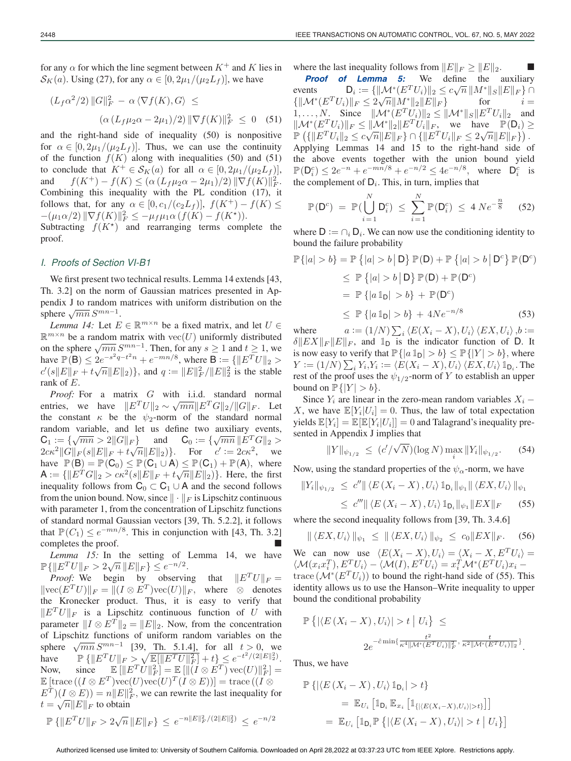for any $\alpha$ for which the line segment between $K^+$ and $K$ lies in $\mathcal{S}_K(a)$. Using (27), for any $\alpha \in [0, 2\mu_1/(\mu_2 L_f)]$, we have

$$(L_f\alpha^2/2)\,\|G\|_F^2 \;-\; \alpha\,\langle \nabla f(K), G\rangle \;\le\; (\alpha\,(L_f\mu_2\alpha - 2\mu_1)/2)\,\|\nabla f(K)\|_F^2 \;\le\; 0 \quad (51)$$

and the right-hand side of inequality (50) is nonpositive for $\alpha \in [0, 2\mu_1/(\mu_2 L_f)]$. Thus, we can use the continuity of the function $f(K)$ along with inequalities (50) and (51) to conclude that $K^+ \in \mathcal{S}_K(a)$ for all $\alpha \in [0, 2\mu_1/(\mu_2 L_f)]$, and $f(K^+) - f(K) \le (\alpha\,(L_f\mu_2\alpha - 2\mu_1)/2)\,\|\nabla f(K)\|_F^2$. Combining this inequality with the PL condition (17), it follows that, for any $\alpha \in [0, c_1/(c_2 L_f)]$, $f(K^+) - f(K) \le -(\mu_1\alpha/2)\,\|\nabla f(K)\|_F^2 \le -\mu_f\mu_1\alpha\,(f(K) - f(K^\star))$. Subtracting $f(K^\star)$ and rearranging terms complete the proof.

### I. Proofs of Section VI-B1

We first present two technical results. Lemma 14 extends [43, Th. 3.2] on the norm of Gaussian matrices presented in Appendix J to random matrices with uniform distribution on the sphere $\sqrt{mn}\,S^{mn-1}$.

*Lemma 14:* Let $E \in \mathbb{R}^{m\times n}$ be a fixed matrix, and let $U \in \mathbb{R}^{m\times n}$ be a random matrix with $\mathrm{vec}(U)$ uniformly distributed on the sphere $\sqrt{mn}\,S^{mn-1}$. Then, for any $s \ge 1$ and $t \ge 1$, we have $\mathbb{P}(\mathsf{B}) \le 2e^{-s^2q - t^2 n} + e^{-mn/8}$, where $\mathsf{B} := \{\|E^T U\|_2 > c'(s\|E\|_F + t\sqrt{n}\|E\|_2)\}$, and $q := \|E\|_F^2/\|E\|_2^2$ is the stable rank of $E$.

*Proof:* For a matrix $G$ with i.i.d. standard normal entries, we have $\|E^T U\|_2 \sim \sqrt{mn}\|E^T G\|_2/\|G\|_F$. Let the constant $\kappa$ be the $\psi_2$-norm of the standard normal random variable, and let us define two auxiliary events, $\mathsf{C}_1 := \{\sqrt{mn} > 2\|G\|_F\}$ and $\mathsf{C}_0 := \{\sqrt{mn}\,\|E^T G\|_2 > 2c\kappa^2\|G\|_F(s\|E\|_F + t\sqrt{n}\|E\|_2)\}$. For $c' := 2c\kappa^2$, we have $\mathbb{P}(\mathsf{B}) = \mathbb{P}(\mathsf{C}_0) \le \mathbb{P}(\mathsf{C}_1 \cup \mathsf{A}) \le \mathbb{P}(\mathsf{C}_1) + \mathbb{P}(\mathsf{A})$, where $\mathsf{A} := \{\|E^T G\|_2 > c\kappa^2(s\|E\|_F + t\sqrt{n}\|E\|_2)\}$. Here, the first inequality follows from $\mathsf{C}_0 \subset \mathsf{C}_1 \cup \mathsf{A}$ and the second follows from the union bound. Now, since $\|\cdot\|_F$ is Lipschitz continuous with parameter 1, from the concentration of Lipschitz functions of standard normal Gaussian vectors [39, Th. 5.2.2], it follows that $\mathbb{P}(C_1) \le e^{-mn/8}$. This in conjunction with [43, Th. 3.2] completes the proof. ■

*Lemma 15:* In the setting of Lemma 14, we have $\mathbb{P}\{\|E^T U\|_F > 2\sqrt{n}\,\|E\|_F\} \le e^{-n/2}$.

*Proof:* We begin by observing that $\|E^T U\|_F = \|\mathrm{vec}(E^T U)\|_F = \|(I\otimes E^T)\mathrm{vec}(U)\|_F$, where $\otimes$ denotes the Kronecker product. Thus, it is easy to verify that $\|E^T U\|_F$ is a Lipschitz continuous function of $U$ with parameter $\|I \otimes E^T\|_2 = \|E\|_2$. Now, from the concentration of Lipschitz functions of uniform random variables on the sphere $\sqrt{mn}\,S^{mn-1}$ [39, Th. 5.1.4], for all $t > 0$, we have $\mathbb{P}\left\{\|E^T U\|_F > \sqrt{\mathbb{E}[\|E^T U\|_F^2]} + t\right\} \le e^{-t^2/(2\|E\|_2^2)}$. Now, since $\mathbb{E}\left[\|E^T U\|_F^2\right] = \mathbb{E}\left[\|(I\otimes E^T)\,\mathrm{vec}(U)\|_F^2\right] = \mathbb{E}\left[\mathrm{trace}\left((I\otimes E^T)\mathrm{vec}(U)\mathrm{vec}(U)^T(I\otimes E)\right)\right] = \mathrm{trace}\left((I\otimes E^T)(I\otimes E)\right) = n\|E\|_F^2$, we can rewrite the last inequality for $t = \sqrt{n}\|E\|_F$ to obtain

$$\mathbb{P}\left\{\|E^T U\|_F > 2\sqrt{n}\,\|E\|_F\right\} \;\le\; e^{-n\|E\|_F^2/(2\|E\|_2^2)} \;\le\; e^{-n/2}$$

where the last inequality follows from $\|E\|_F \ge \|E\|_2$. ■

***Proof of Lemma 5:*** We define the auxiliary events $\mathsf{D}_i := \{\|\mathcal{M}^*(E^T U_i)\|_2 \le c\sqrt{n}\,\|\mathcal{M}^*\|_S\|E\|_F\} \cap \{\|\mathcal{M}^*(E^T U_i)\|_F \le 2\sqrt{n}\|M^*\|_2\|E\|_F\}$ for $i = 1,\ldots,N$. Since $\|\mathcal{M}^*(E^T U_i)\|_2 \le \|\mathcal{M}^*\|_S\|E^T U_i\|_2$ and $\|\mathcal{M}^*(E^T U_i)\|_F \le \|\mathcal{M}^*\|_2\|E^T U_i\|_F$, we have $\mathbb{P}(\mathsf{D}_i) \ge \mathbb{P}\left(\{\|E^T U_i\|_2 \le c\sqrt{n}\|E\|_F\} \cap \{\|E^T U_i\|_F \le 2\sqrt{n}\|E\|_F\}\right)$. Applying Lemmas 14 and 15 to the right-hand side of the above events together with the union bound yield $\mathbb{P}(\mathsf{D}_i^c) \le 2e^{-n} + e^{-mn/8} + e^{-n/2} \le 4e^{-n/8}$, where $\mathsf{D}_i^c$ is the complement of $\mathsf{D}_i$. This, in turn, implies that

$$\mathbb{P}(\mathsf{D}^c) \;=\; \mathbb{P}\Big(\bigcup_{i=1}^{N}\mathsf{D}_i^c\Big) \;\le\; \sum_{i=1}^{N}\mathbb{P}(\mathsf{D}_i^c) \;\le\; 4\,Ne^{-\frac{n}{8}} \quad (52)$$

where $\mathsf{D} := \cap_i \mathsf{D}_i$. We can now use the conditioning identity to bound the failure probability

$$\begin{aligned}
\mathbb{P}\{|a| > b\} &= \mathbb{P}\left\{|a| > b \,\middle|\, \mathsf{D}\right\}\mathbb{P}(\mathsf{D}) + \mathbb{P}\left\{|a| > b \,\middle|\, \mathsf{D}^c\right\}\mathbb{P}(\mathsf{D}^c)\\
&\le\; \mathbb{P}\left\{|a| > b \,\middle|\, \mathsf{D}\right\}\mathbb{P}(\mathsf{D}) + \mathbb{P}(\mathsf{D}^c)\\
&=\; \mathbb{P}\left\{|a\,\mathbb{1}_{\mathsf{D}}| > b\right\} \;+\; \mathbb{P}(\mathsf{D}^c)\\
&\le\; \mathbb{P}\left\{|a\,\mathbb{1}_{\mathsf{D}}| > b\right\} \;+\; 4Ne^{-n/8} \quad (53)
\end{aligned}$$

where $a := (1/N)\sum_i \langle E(X_i - X), U_i\rangle\,\langle EX, U_i\rangle$, $b := \delta\|EX\|_F\|E\|_F$, and $\mathbb{1}_{\mathsf{D}}$ is the indicator function of $\mathsf{D}$. It is now easy to verify that $\mathbb{P}\{|a\,\mathbb{1}_{\mathsf{D}}| > b\} \le \mathbb{P}\{|Y| > b\}$, where $Y := (1/N)\sum_i Y_i, Y_i := \langle E(X_i - X), U_i\rangle\,\langle EX, U_i\rangle\,\mathbb{1}_{\mathsf{D}_i}$. The rest of the proof uses the $\psi_{1/2}$-norm of $Y$ to establish an upper bound on $\mathbb{P}\{|Y| > b\}$.

Since $Y_i$ are linear in the zero-mean random variables $X_i - X$, we have $\mathbb{E}[Y_i|U_i] = 0$. Thus, the law of total expectation yields $\mathbb{E}[Y_i] = \mathbb{E}[\mathbb{E}[Y_i|U_i]] = 0$ and Talagrand's inequality presented in Appendix J implies that

$$\|Y\|_{\psi_{1/2}} \;\le\; (c'/\sqrt{N})(\log N)\max_i \|Y_i\|_{\psi_{1/2}}. \quad (54)$$

Now, using the standard properties of the $\psi_\alpha$-norm, we have

$$\begin{aligned}
\|Y_i\|_{\psi_{1/2}} &\le\; c''\|\,\langle E\,(X_i - X)\,, U_i\rangle\,\mathbb{1}_{\mathsf{D}_i}\|_{\psi_1}\|\,\langle EX, U_i\rangle\,\|_{\psi_1}\\
&\le\; c'''\|\,\langle E\,(X_i - X)\,, U_i\rangle\,\mathbb{1}_{\mathsf{D}_i}\|_{\psi_1}\|EX\|_F \quad (55)
\end{aligned}$$

where the second inequality follows from [39, Th. 3.4.6]

$$\|\,\langle EX, U_i\rangle\,\|_{\psi_1} \;\le\; \|\,\langle EX, U_i\rangle\,\|_{\psi_2} \;\le\; c_0\|EX\|_F. \quad (56)$$

We can now use $\langle E(X_i - X), U_i\rangle = \langle X_i - X, E^T U_i\rangle = \langle \mathcal{M}(x_i x_i^T), E^T U_i\rangle - \langle \mathcal{M}(I), E^T U_i\rangle = x_i^T\mathcal{M}^*(E^T U_i)x_i - \mathrm{trace}\left(\mathcal{M}^*(E^T U_i)\right)$ to bound the right-hand side of (55). This identity allows us to use the Hanson–Write inequality to upper bound the conditional probability

$$\mathbb{P}\left\{|\langle E\,(X_i - X)\,, U_i\rangle| > t \,\middle|\, U_i\right\} \;\le\; 2e^{-\hat{c}\min\{\frac{t^2}{\kappa^4\|\mathcal{M}^*(E^T U_i)\|_F^2},\,\frac{t}{\kappa^2\|\mathcal{M}^*(E^T U_i)\|_2}\}}.$$

Thus, we have

$$\begin{aligned}
&\mathbb{P}\left\{|\langle E\,(X_i - X)\,, U_i\rangle\,\mathbb{1}_{\mathsf{D}_i}| > t\right\}\\
&\quad= \mathbb{E}_{U_i}\left[\mathbb{1}_{\mathsf{D}_i}\mathbb{E}_{x_i}\left[\mathbb{1}_{\{|\langle E(X_i - X), U_i\rangle| > t\}}\right]\right]\\
&\quad= \mathbb{E}_{U_i}\left[\mathbb{1}_{\mathsf{D}_i}\mathbb{P}\left\{|\langle E\,(X_i - X)\,, U_i\rangle| > t \,\middle|\, U_i\right\}\right]
\end{aligned}$$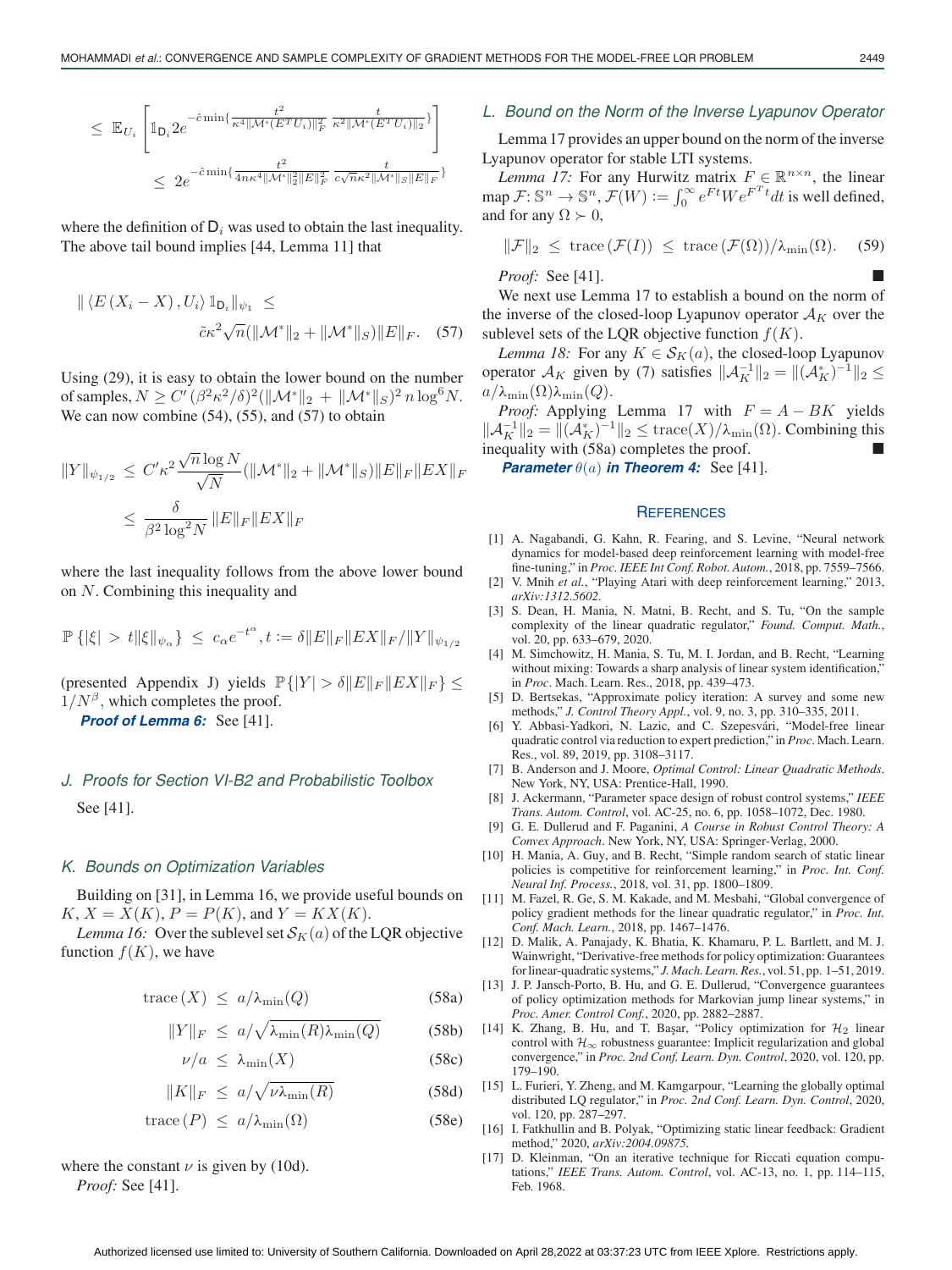$$\leq \mathbb{E}_{U_i}\left[\mathbb{1}_{\mathsf{D}_i} 2e^{-\hat{c}\min\{\frac{t^2}{\kappa^4\|\mathcal{M}^*(E^T U_i)\|_F^2}, \frac{t}{\kappa^2\|\mathcal{M}^*(E^T U_i)\|_2}\}}\right]$$

$$\leq 2e^{-\hat{c}\min\{\frac{t^2}{4n\kappa^4\|\mathcal{M}^*\|_2^2\|E\|_F^2}, \frac{t}{c\sqrt{n}\kappa^2\|\mathcal{M}^*\|_S\|E\|_F}\}}$$

where the definition of $\mathsf{D}_i$ was used to obtain the last inequality. The above tail bound implies [44, Lemma 11] that

$$\|\langle E(X_i - X), U_i\rangle \mathbb{1}_{\mathsf{D}_i}\|_{\psi_1} \leq \tilde{c}\kappa^2\sqrt{n}(\|\mathcal{M}^*\|_2 + \|\mathcal{M}^*\|_S)\|E\|_F. \quad (57)$$

Using (29), it is easy to obtain the lower bound on the number of samples, $N \geq C'(\beta^2\kappa^2/\delta)^2(\|\mathcal{M}^*\|_2 + \|\mathcal{M}^*\|_S)^2 n \log^6 N$. We can now combine (54), (55), and (57) to obtain

$$\|Y\|_{\psi_{1/2}} \leq C'\kappa^2\frac{\sqrt{n}\log N}{\sqrt{N}}(\|\mathcal{M}^*\|_2 + \|\mathcal{M}^*\|_S)\|E\|_F\|EX\|_F$$

$$\leq \frac{\delta}{\beta^2\log^2 N}\|E\|_F\|EX\|_F$$

where the last inequality follows from the above lower bound on $N$. Combining this inequality and

$$\mathbb{P}\{|\xi| > t\|\xi\|_{\psi_\alpha}\} \leq c_\alpha e^{-t^\alpha}, t := \delta\|E\|_F\|EX\|_F/\|Y\|_{\psi_{1/2}}$$

(presented Appendix J) yields $\mathbb{P}\{|Y| > \delta\|E\|_F\|EX\|_F\} \leq 1/N^\beta$, which completes the proof.

***Proof of Lemma 6:*** See [41].

### J. Proofs for Section VI-B2 and Probabilistic Toolbox

See [41].

### K. Bounds on Optimization Variables

Building on [31], in Lemma 16, we provide useful bounds on $K$, $X = X(K)$, $P = P(K)$, and $Y = KX(K)$.

*Lemma 16:* Over the sublevel set $\mathcal{S}_K(a)$ of the LQR objective function $f(K)$, we have

$$\text{trace}(X) \leq a/\lambda_{\min}(Q) \quad (58a)$$

$$\|Y\|_F \leq a/\sqrt{\lambda_{\min}(R)\lambda_{\min}(Q)} \quad (58b)$$

$$\nu/a \leq \lambda_{\min}(X) \quad (58c)$$

$$\|K\|_F \leq a/\sqrt{\nu\lambda_{\min}(R)} \quad (58d)$$

$$\text{trace}(P) \leq a/\lambda_{\min}(\Omega) \quad (58e)$$

where the constant $\nu$ is given by (10d).

*Proof:* See [41].

### L. Bound on the Norm of the Inverse Lyapunov Operator

Lemma 17 provides an upper bound on the norm of the inverse Lyapunov operator for stable LTI systems.

*Lemma 17:* For any Hurwitz matrix $F \in \mathbb{R}^{n\times n}$, the linear map $\mathcal{F}: \mathbb{S}^n \to \mathbb{S}^n$, $\mathcal{F}(W) := \int_0^\infty e^{Ft}We^{F^Tt}dt$ is well defined, and for any $\Omega \succ 0$,

$$\|\mathcal{F}\|_2 \leq \text{trace}(\mathcal{F}(I)) \leq \text{trace}(\mathcal{F}(\Omega))/\lambda_{\min}(\Omega). \quad (59)$$

*Proof:* See [41]. ∎

We next use Lemma 17 to establish a bound on the norm of the inverse of the closed-loop Lyapunov operator $\mathcal{A}_K$ over the sublevel sets of the LQR objective function $f(K)$.

*Lemma 18:* For any $K \in \mathcal{S}_K(a)$, the closed-loop Lyapunov operator $\mathcal{A}_K$ given by (7) satisfies $\|\mathcal{A}_K^{-1}\|_2 = \|(\mathcal{A}_K^*)^{-1}\|_2 \leq a/\lambda_{\min}(\Omega)\lambda_{\min}(Q)$.

*Proof:* Applying Lemma 17 with $F = A - BK$ yields $\|\mathcal{A}_K^{-1}\|_2 = \|(\mathcal{A}_K^*)^{-1}\|_2 \leq \text{trace}(X)/\lambda_{\min}(\Omega)$. Combining this inequality with (58a) completes the proof. ∎

***Parameter $\theta(a)$ in Theorem 4:*** See [41].

## References

[1] A. Nagabandi, G. Kahn, R. Fearing, and S. Levine, "Neural network dynamics for model-based deep reinforcement learning with model-free fine-tuning," in *Proc. IEEE Int Conf. Robot. Autom.*, 2018, pp. 7559–7566.

[2] V. Mnih *et al.*, "Playing Atari with deep reinforcement learning," 2013, *arXiv:1312.5602*.

[3] S. Dean, H. Mania, N. Matni, B. Recht, and S. Tu, "On the sample complexity of the linear quadratic regulator," *Found. Comput. Math.*, vol. 20, pp. 633–679, 2020.

[4] M. Simchowitz, H. Mania, S. Tu, M. I. Jordan, and B. Recht, "Learning without mixing: Towards a sharp analysis of linear system identification," in *Proc*. Mach. Learn. Res., 2018, pp. 439–473.

[5] D. Bertsekas, "Approximate policy iteration: A survey and some new methods," *J. Control Theory Appl.*, vol. 9, no. 3, pp. 310–335, 2011.

[6] Y. Abbasi-Yadkori, N. Lazic, and C. Szepesvári, "Model-free linear quadratic control via reduction to expert prediction," in *Proc*. Mach. Learn. Res., vol. 89, 2019, pp. 3108–3117.

[7] B. Anderson and J. Moore, *Optimal Control: Linear Quadratic Methods*. New York, NY, USA: Prentice-Hall, 1990.

[8] J. Ackermann, "Parameter space design of robust control systems," *IEEE Trans. Autom. Control*, vol. AC-25, no. 6, pp. 1058–1072, Dec. 1980.

[9] G. E. Dullerud and F. Paganini, *A Course in Robust Control Theory: A Convex Approach*. New York, NY, USA: Springer-Verlag, 2000.

[10] H. Mania, A. Guy, and B. Recht, "Simple random search of static linear policies is competitive for reinforcement learning," in *Proc. Int. Conf. Neural Inf. Process.*, 2018, vol. 31, pp. 1800–1809.

[11] M. Fazel, R. Ge, S. M. Kakade, and M. Mesbahi, "Global convergence of policy gradient methods for the linear quadratic regulator," in *Proc. Int. Conf. Mach. Learn.*, 2018, pp. 1467–1476.

[12] D. Malik, A. Panajady, K. Bhatia, K. Khamaru, P. L. Bartlett, and M. J. Wainwright, "Derivative-free methods for policy optimization: Guarantees for linear-quadratic systems," *J. Mach. Learn. Res.*, vol. 51, pp. 1–51, 2019.

[13] J. P. Jansch-Porto, B. Hu, and G. E. Dullerud, "Convergence guarantees of policy optimization methods for Markovian jump linear systems," in *Proc. Amer. Control Conf.*, 2020, pp. 2882–2887.

[14] K. Zhang, B. Hu, and T. Başar, "Policy optimization for $\mathcal{H}_2$ linear control with $\mathcal{H}_\infty$ robustness guarantee: Implicit regularization and global convergence," in *Proc. 2nd Conf. Learn. Dyn. Control*, 2020, vol. 120, pp. 179–190.

[15] L. Furieri, Y. Zheng, and M. Kamgarpour, "Learning the globally optimal distributed LQ regulator," in *Proc. 2nd Conf. Learn. Dyn. Control*, 2020, vol. 120, pp. 287–297.

[16] I. Fatkhullin and B. Polyak, "Optimizing static linear feedback: Gradient method," 2020, *arXiv:2004.09875*.

[17] D. Kleinman, "On an iterative technique for Riccati equation computations," *IEEE Trans. Autom. Control*, vol. AC-13, no. 1, pp. 114–115, Feb. 1968.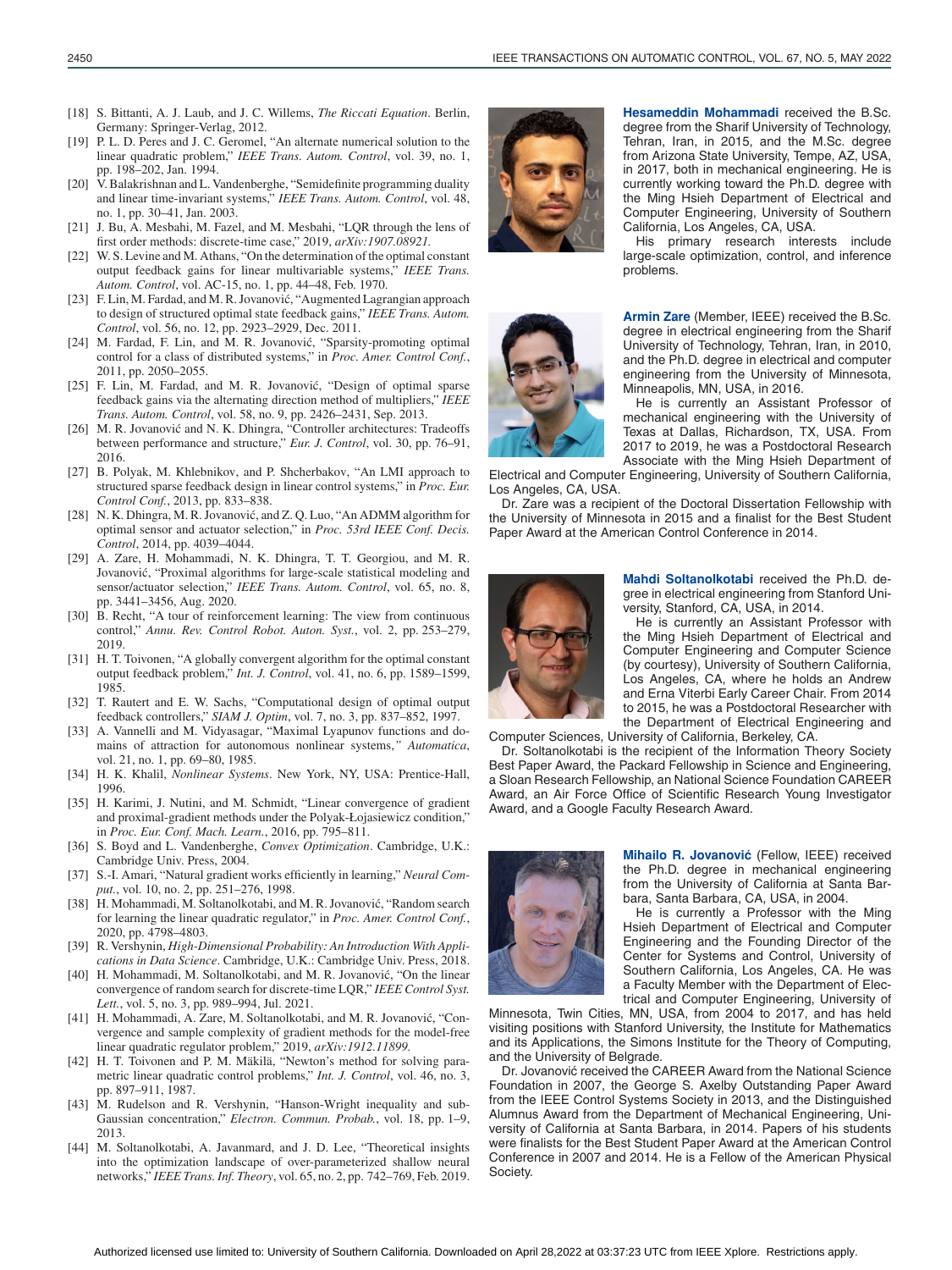[18] S. Bittanti, A. J. Laub, and J. C. Willems, *The Riccati Equation*. Berlin, Germany: Springer-Verlag, 2012.

[19] P. L. D. Peres and J. C. Geromel, "An alternate numerical solution to the linear quadratic problem," *IEEE Trans. Autom. Control*, vol. 39, no. 1, pp. 198–202, Jan. 1994.

[20] V. Balakrishnan and L. Vandenberghe, "Semidefinite programming duality and linear time-invariant systems," *IEEE Trans. Autom. Control*, vol. 48, no. 1, pp. 30–41, Jan. 2003.

[21] J. Bu, A. Mesbahi, M. Fazel, and M. Mesbahi, "LQR through the lens of first order methods: discrete-time case," 2019, *arXiv:1907.08921.*

[22] W. S. Levine and M. Athans, "On the determination of the optimal constant output feedback gains for linear multivariable systems," *IEEE Trans. Autom. Control*, vol. AC-15, no. 1, pp. 44–48, Feb. 1970.

[23] F. Lin, M. Fardad, and M. R. Jovanović, "Augmented Lagrangian approach to design of structured optimal state feedback gains," *IEEE Trans. Autom. Control*, vol. 56, no. 12, pp. 2923–2929, Dec. 2011.

[24] M. Fardad, F. Lin, and M. R. Jovanović, "Sparsity-promoting optimal control for a class of distributed systems," in *Proc. Amer. Control Conf.*, 2011, pp. 2050–2055.

[25] F. Lin, M. Fardad, and M. R. Jovanović, "Design of optimal sparse feedback gains via the alternating direction method of multipliers," *IEEE Trans. Autom. Control*, vol. 58, no. 9, pp. 2426–2431, Sep. 2013.

[26] M. R. Jovanović and N. K. Dhingra, "Controller architectures: Tradeoffs between performance and structure," *Eur. J. Control*, vol. 30, pp. 76–91, 2016.

[27] B. Polyak, M. Khlebnikov, and P. Shcherbakov, "An LMI approach to structured sparse feedback design in linear control systems," in *Proc. Eur. Control Conf.*, 2013, pp. 833–838.

[28] N. K. Dhingra, M. R. Jovanović, and Z. Q. Luo, "An ADMM algorithm for optimal sensor and actuator selection," in *Proc. 53rd IEEE Conf. Decis. Control*, 2014, pp. 4039–4044.

[29] A. Zare, H. Mohammadi, N. K. Dhingra, T. T. Georgiou, and M. R. Jovanović, "Proximal algorithms for large-scale statistical modeling and sensor/actuator selection," *IEEE Trans. Autom. Control*, vol. 65, no. 8, pp. 3441–3456, Aug. 2020.

[30] B. Recht, "A tour of reinforcement learning: The view from continuous control," *Annu. Rev. Control Robot. Auton. Syst.*, vol. 2, pp. 253–279, 2019.

[31] H. T. Toivonen, "A globally convergent algorithm for the optimal constant output feedback problem," *Int. J. Control*, vol. 41, no. 6, pp. 1589–1599, 1985.

[32] T. Rautert and E. W. Sachs, "Computational design of optimal output feedback controllers," *SIAM J. Optim*, vol. 7, no. 3, pp. 837–852, 1997.

[33] A. Vannelli and M. Vidyasagar, "Maximal Lyapunov functions and domains of attraction for autonomous nonlinear systems," *Automatica*, vol. 21, no. 1, pp. 69–80, 1985.

[34] H. K. Khalil, *Nonlinear Systems*. New York, NY, USA: Prentice-Hall, 1996.

[35] H. Karimi, J. Nutini, and M. Schmidt, "Linear convergence of gradient and proximal-gradient methods under the Polyak-Łojasiewicz condition," in *Proc. Eur. Conf. Mach. Learn.*, 2016, pp. 795–811.

[36] S. Boyd and L. Vandenberghe, *Convex Optimization*. Cambridge, U.K.: Cambridge Univ. Press, 2004.

[37] S.-I. Amari, "Natural gradient works efficiently in learning," *Neural Comput.*, vol. 10, no. 2, pp. 251–276, 1998.

[38] H. Mohammadi, M. Soltanolkotabi, and M. R. Jovanović, "Random search for learning the linear quadratic regulator," in *Proc. Amer. Control Conf.*, 2020, pp. 4798–4803.

[39] R. Vershynin, *High-Dimensional Probability: An Introduction With Applications in Data Science*. Cambridge, U.K.: Cambridge Univ. Press, 2018.

[40] H. Mohammadi, M. Soltanolkotabi, and M. R. Jovanović, "On the linear convergence of random search for discrete-time LQR," *IEEE Control Syst. Lett.*, vol. 5, no. 3, pp. 989–994, Jul. 2021.

[41] H. Mohammadi, A. Zare, M. Soltanolkotabi, and M. R. Jovanović, "Convergence and sample complexity of gradient methods for the model-free linear quadratic regulator problem," 2019, *arXiv:1912.11899.*

[42] H. T. Toivonen and P. M. Mäkilä, "Newton's method for solving parametric linear quadratic control problems," *Int. J. Control*, vol. 46, no. 3, pp. 897–911, 1987.

[43] M. Rudelson and R. Vershynin, "Hanson-Wright inequality and sub-Gaussian concentration," *Electron. Commun. Probab.*, vol. 18, pp. 1–9, 2013.

[44] M. Soltanolkotabi, A. Javanmard, and J. D. Lee, "Theoretical insights into the optimization landscape of over-parameterized shallow neural networks," *IEEE Trans. Inf. Theory*, vol. 65, no. 2, pp. 742–769, Feb. 2019.

**Hesameddin Mohammadi** received the B.Sc. degree from the Sharif University of Technology, Tehran, Iran, in 2015, and the M.Sc. degree from Arizona State University, Tempe, AZ, USA, in 2017, both in mechanical engineering. He is currently working toward the Ph.D. degree with the Ming Hsieh Department of Electrical and Computer Engineering, University of Southern California, Los Angeles, CA, USA.

His primary research interests include large-scale optimization, control, and inference problems.

**Armin Zare** (Member, IEEE) received the B.Sc. degree in electrical engineering from the Sharif University of Technology, Tehran, Iran, in 2010, and the Ph.D. degree in electrical and computer engineering from the University of Minnesota, Minneapolis, MN, USA, in 2016.

He is currently an Assistant Professor of mechanical engineering with the University of Texas at Dallas, Richardson, TX, USA. From 2017 to 2019, he was a Postdoctoral Research Associate with the Ming Hsieh Department of Electrical and Computer Engineering, University of Southern California, Los Angeles, CA, USA.

Dr. Zare was a recipient of the Doctoral Dissertation Fellowship with the University of Minnesota in 2015 and a finalist for the Best Student Paper Award at the American Control Conference in 2014.

**Mahdi Soltanolkotabi** received the Ph.D. degree in electrical engineering from Stanford University, Stanford, CA, USA, in 2014.

He is currently an Assistant Professor with the Ming Hsieh Department of Electrical and Computer Engineering and Computer Science (by courtesy), University of Southern California, Los Angeles, CA, where he holds an Andrew and Erna Viterbi Early Career Chair. From 2014 to 2015, he was a Postdoctoral Researcher with the Department of Electrical Engineering and Computer Sciences, University of California, Berkeley, CA.

Dr. Soltanolkotabi is the recipient of the Information Theory Society Best Paper Award, the Packard Fellowship in Science and Engineering, a Sloan Research Fellowship, an National Science Foundation CAREER Award, an Air Force Office of Scientific Research Young Investigator Award, and a Google Faculty Research Award.

**Mihailo R. Jovanović** (Fellow, IEEE) received the Ph.D. degree in mechanical engineering from the University of California at Santa Barbara, Santa Barbara, CA, USA, in 2004.

He is currently a Professor with the Ming Hsieh Department of Electrical and Computer Engineering and the Founding Director of the Center for Systems and Control, University of Southern California, Los Angeles, CA. He was a Faculty Member with the Department of Electrical and Computer Engineering, University of Minnesota, Twin Cities, MN, USA, from 2004 to 2017, and has held visiting positions with Stanford University, the Institute for Mathematics and its Applications, the Simons Institute for the Theory of Computing, and the University of Belgrade.

Dr. Jovanović received the CAREER Award from the National Science Foundation in 2007, the George S. Axelby Outstanding Paper Award from the IEEE Control Systems Society in 2013, and the Distinguished Alumnus Award from the Department of Mechanical Engineering, University of California at Santa Barbara, in 2014. Papers of his students were finalists for the Best Student Paper Award at the American Control Conference in 2007 and 2014. He is a Fellow of the American Physical Society.